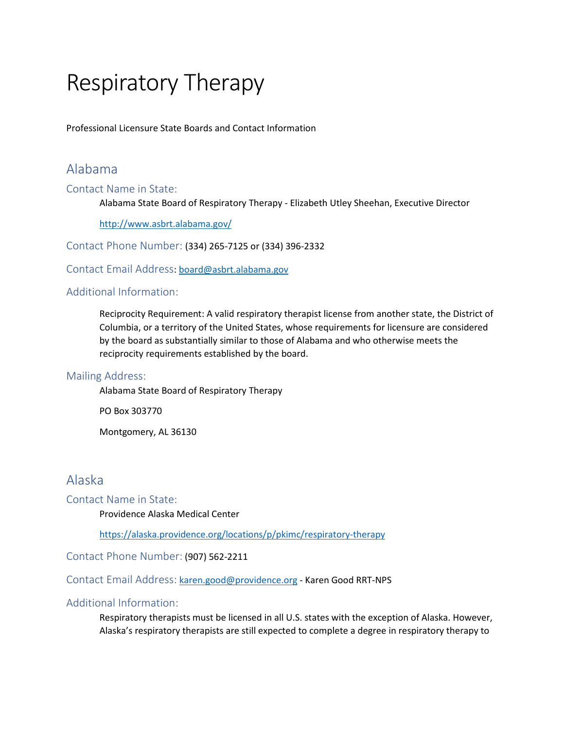# Respiratory Therapy

Professional Licensure State Boards and Contact Information

## Alabama

### Contact Name in State:

Alabama State Board of Respiratory Therapy - Elizabeth Utley Sheehan, Executive Director

http://www.asbrt.alabama.gov/

### Contact Phone Number: (334) 265-7125 or (334) 396-2332

### Contact Email Address: board@asbrt.alabama.gov

### Additional Information:

Reciprocity Requirement: A valid respiratory therapist license from another state, the District of Columbia, or a territory of the United States, whose requirements for licensure are considered by the board as substantially similar to those of Alabama and who otherwise meets the reciprocity requirements established by the board.

### Mailing Address:

Alabama State Board of Respiratory Therapy

PO Box 303770

Montgomery, AL 36130

## Alaska

### Contact Name in State:

Providence Alaska Medical Center

https://alaska.providence.org/locations/p/pkimc/respiratory-therapy

### Contact Phone Number: (907) 562-2211

### Contact Email Address: karen.good@providence.org - Karen Good RRT-NPS

### Additional Information:

Respiratory therapists must be licensed in all U.S. states with the exception of Alaska. However, Alaska's respiratory therapists are still expected to complete a degree in respiratory therapy to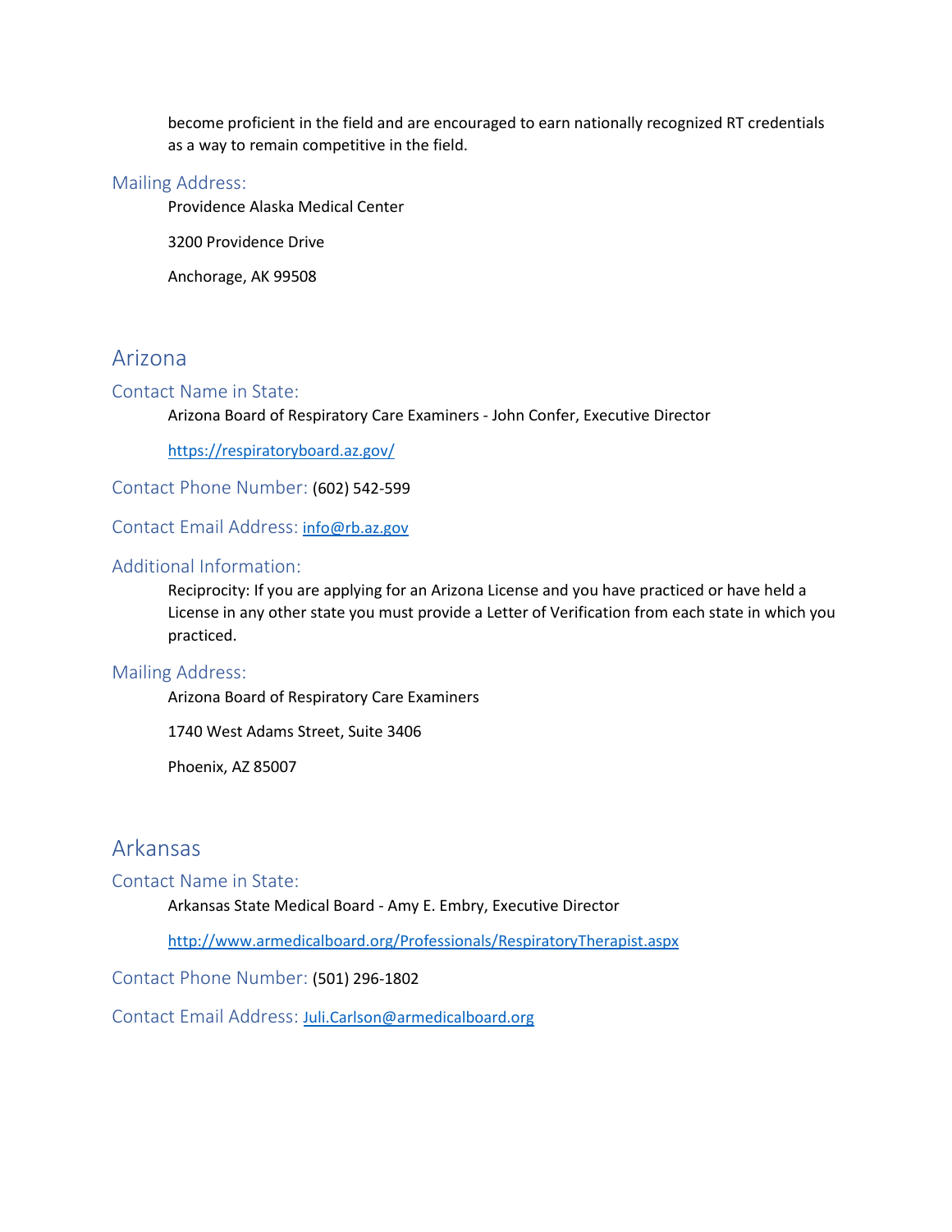become proficient in the field and are encouraged to earn nationally recognized RT credentials as a way to remain competitive in the field.

### Mailing Address:

Providence Alaska Medical Center

3200 Providence Drive

Anchorage, AK 99508

## Arizona

### Contact Name in State:

Arizona Board of Respiratory Care Examiners - John Confer, Executive Director

https://respiratoryboard.az.gov/

### Contact Phone Number: (602) 542-599

### Contact Email Address: info@rb.az.gov

### Additional Information:

Reciprocity: If you are applying for an Arizona License and you have practiced or have held a License in any other state you must provide a Letter of Verification from each state in which you practiced.

### Mailing Address:

Arizona Board of Respiratory Care Examiners

1740 West Adams Street, Suite 3406

Phoenix, AZ 85007

## Arkansas

### Contact Name in State:

Arkansas State Medical Board - Amy E. Embry, Executive Director

http://www.armedicalboard.org/Professionals/RespiratoryTherapist.aspx

### Contact Phone Number: (501) 296-1802

### Contact Email Address: Juli.Carlson@armedicalboard.org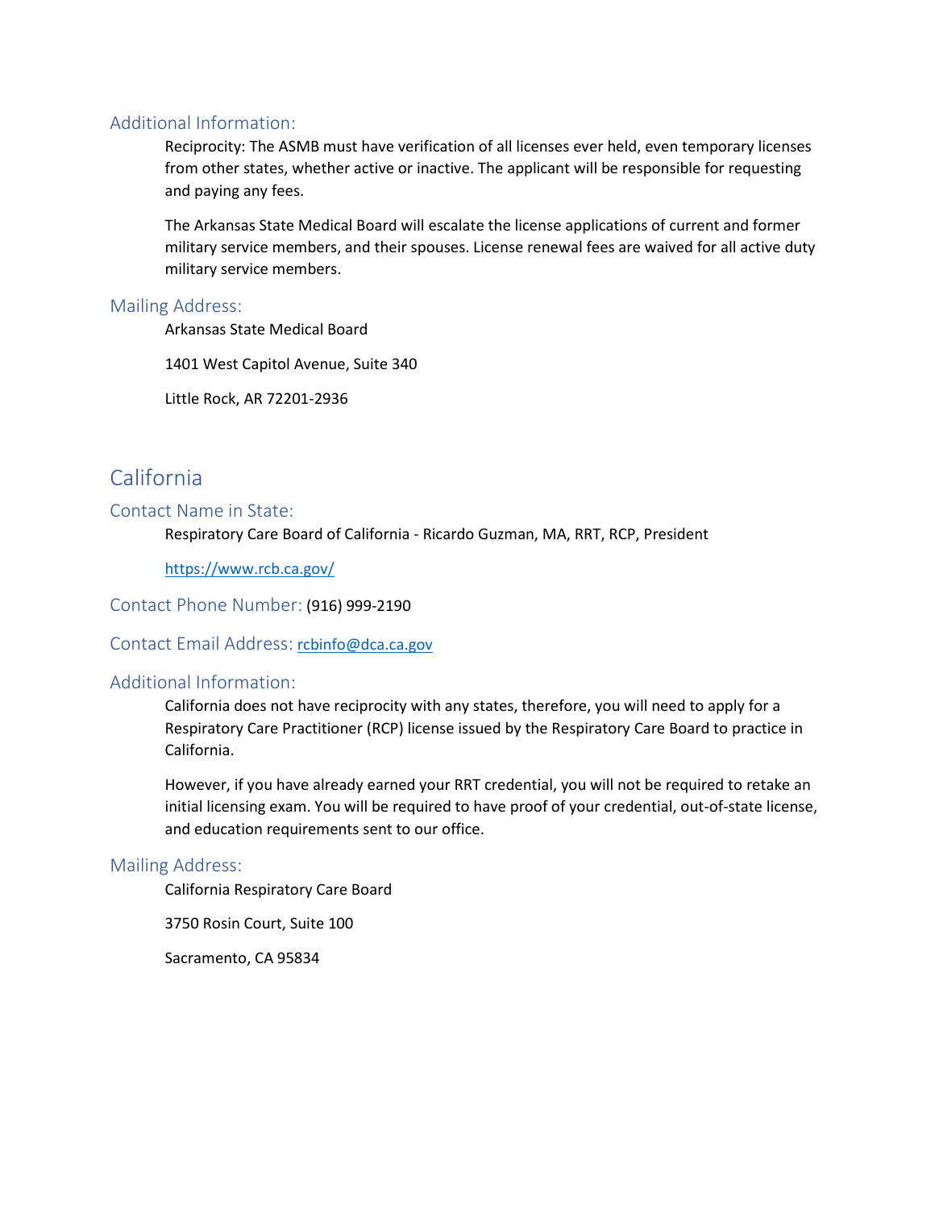### Additional Information:

Reciprocity: The ASMB must have verification of all licenses ever held, even temporary licenses from other states, whether active or inactive. The applicant will be responsible for requesting and paying any fees.

The Arkansas State Medical Board will escalate the license applications of current and former military service members, and their spouses. License renewal fees are waived for all active duty military service members.

### Mailing Address:

Arkansas State Medical Board

1401 West Capitol Avenue, Suite 340

Little Rock, AR 72201-2936

## California

### Contact Name in State:

Respiratory Care Board of California - Ricardo Guzman, MA, RRT, RCP, President

https://www.rcb.ca.gov/

### Contact Phone Number: (916) 999-2190

### Contact Email Address: rcbinfo@dca.ca.gov

### Additional Information:

California does not have reciprocity with any states, therefore, you will need to apply for a Respiratory Care Practitioner (RCP) license issued by the Respiratory Care Board to practice in California.

However, if you have already earned your RRT credential, you will not be required to retake an initial licensing exam. You will be required to have proof of your credential, out-of-state license, and education requirements sent to our office.

### Mailing Address:

California Respiratory Care Board

3750 Rosin Court, Suite 100

Sacramento, CA 95834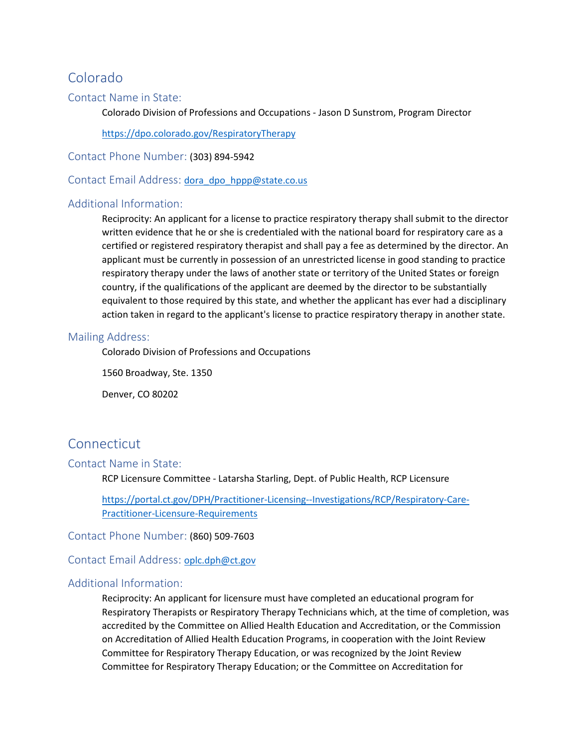# Colorado

## Contact Name in State:

Colorado Division of Professions and Occupations - Jason D Sunstrom, Program Director

https://dpo.colorado.gov/RespiratoryTherapy

## Contact Phone Number: (303) 894-5942

## Contact Email Address: dora_dpo_hppp@state.co.us

## Additional Information:

Reciprocity: An applicant for a license to practice respiratory therapy shall submit to the director written evidence that he or she is credentialed with the national board for respiratory care as a certified or registered respiratory therapist and shall pay a fee as determined by the director. An applicant must be currently in possession of an unrestricted license in good standing to practice respiratory therapy under the laws of another state or territory of the United States or foreign country, if the qualifications of the applicant are deemed by the director to be substantially equivalent to those required by this state, and whether the applicant has ever had a disciplinary action taken in regard to the applicant's license to practice respiratory therapy in another state.

## Mailing Address:

Colorado Division of Professions and Occupations

1560 Broadway, Ste. 1350

Denver, CO 80202

# Connecticut

## Contact Name in State:

RCP Licensure Committee - Latarsha Starling, Dept. of Public Health, RCP Licensure

https://portal.ct.gov/DPH/Practitioner-Licensing--Investigations/RCP/Respiratory-Care-Practitioner-Licensure-Requirements

## Contact Phone Number: (860) 509-7603

## Contact Email Address: oplc.dph@ct.gov

## Additional Information:

Reciprocity: An applicant for licensure must have completed an educational program for Respiratory Therapists or Respiratory Therapy Technicians which, at the time of completion, was accredited by the Committee on Allied Health Education and Accreditation, or the Commission on Accreditation of Allied Health Education Programs, in cooperation with the Joint Review Committee for Respiratory Therapy Education, or was recognized by the Joint Review Committee for Respiratory Therapy Education; or the Committee on Accreditation for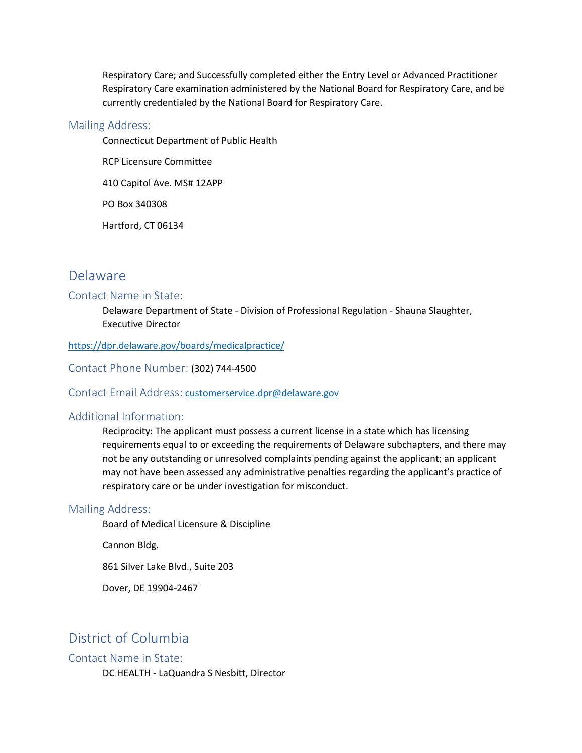Respiratory Care; and Successfully completed either the Entry Level or Advanced Practitioner Respiratory Care examination administered by the National Board for Respiratory Care, and be currently credentialed by the National Board for Respiratory Care.

### Mailing Address:

Connecticut Department of Public Health

RCP Licensure Committee

410 Capitol Ave. MS# 12APP

PO Box 340308

Hartford, CT 06134

## Delaware

### Contact Name in State:

Delaware Department of State - Division of Professional Regulation - Shauna Slaughter, Executive Director

https://dpr.delaware.gov/boards/medicalpractice/

### Contact Phone Number: (302) 744-4500

### Contact Email Address: customerservice.dpr@delaware.gov

### Additional Information:

Reciprocity: The applicant must possess a current license in a state which has licensing requirements equal to or exceeding the requirements of Delaware subchapters, and there may not be any outstanding or unresolved complaints pending against the applicant; an applicant may not have been assessed any administrative penalties regarding the applicant's practice of respiratory care or be under investigation for misconduct.

### Mailing Address:

Board of Medical Licensure & Discipline

Cannon Bldg.

861 Silver Lake Blvd., Suite 203

Dover, DE 19904-2467

## District of Columbia

### Contact Name in State:

DC HEALTH - LaQuandra S Nesbitt, Director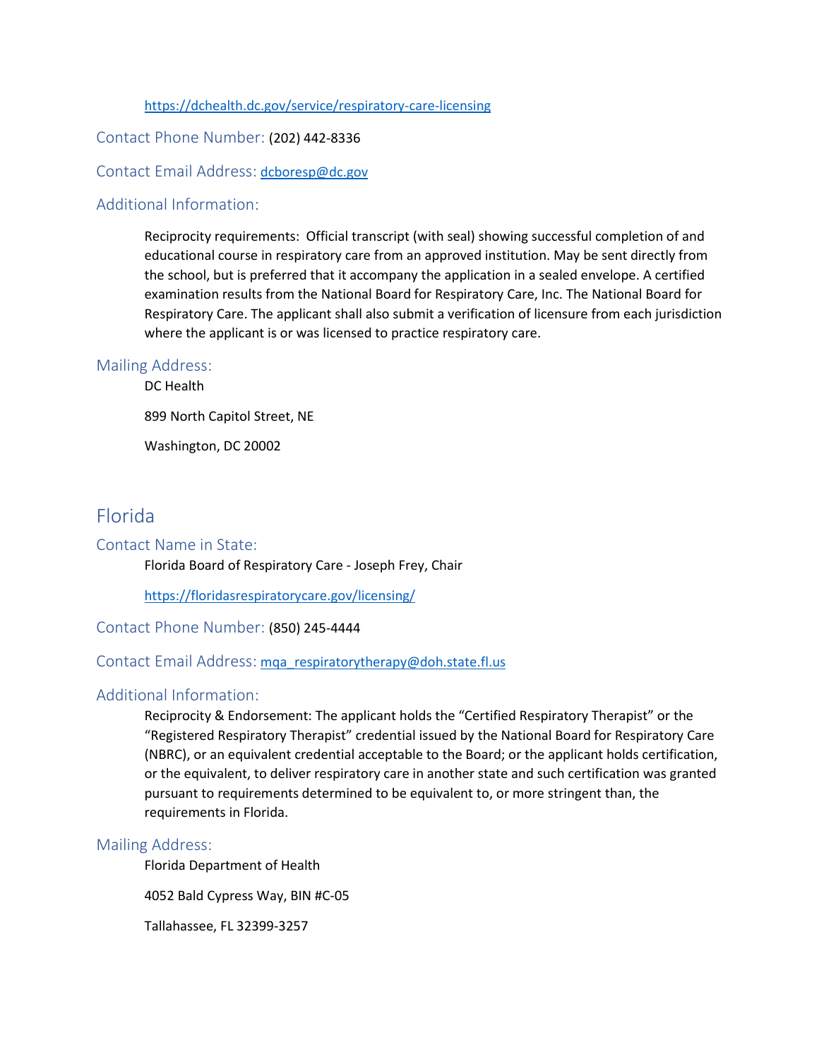https://dchealth.dc.gov/service/respiratory-care-licensing

### Contact Phone Number: (202) 442-8336

### Contact Email Address: dcboresp@dc.gov

### Additional Information:

Reciprocity requirements: Official transcript (with seal) showing successful completion of and educational course in respiratory care from an approved institution. May be sent directly from the school, but is preferred that it accompany the application in a sealed envelope. A certified examination results from the National Board for Respiratory Care, Inc. The National Board for Respiratory Care. The applicant shall also submit a verification of licensure from each jurisdiction where the applicant is or was licensed to practice respiratory care.

### Mailing Address:

DC Health

899 North Capitol Street, NE

Washington, DC 20002

## Florida

### Contact Name in State:

Florida Board of Respiratory Care - Joseph Frey, Chair

https://floridasrespiratorycare.gov/licensing/

### Contact Phone Number: (850) 245-4444

### Contact Email Address: mqa_respiratorytherapy@doh.state.fl.us

### Additional Information:

Reciprocity & Endorsement: The applicant holds the "Certified Respiratory Therapist" or the "Registered Respiratory Therapist" credential issued by the National Board for Respiratory Care (NBRC), or an equivalent credential acceptable to the Board; or the applicant holds certification, or the equivalent, to deliver respiratory care in another state and such certification was granted pursuant to requirements determined to be equivalent to, or more stringent than, the requirements in Florida.

### Mailing Address:

Florida Department of Health

4052 Bald Cypress Way, BIN #C-05

Tallahassee, FL 32399-3257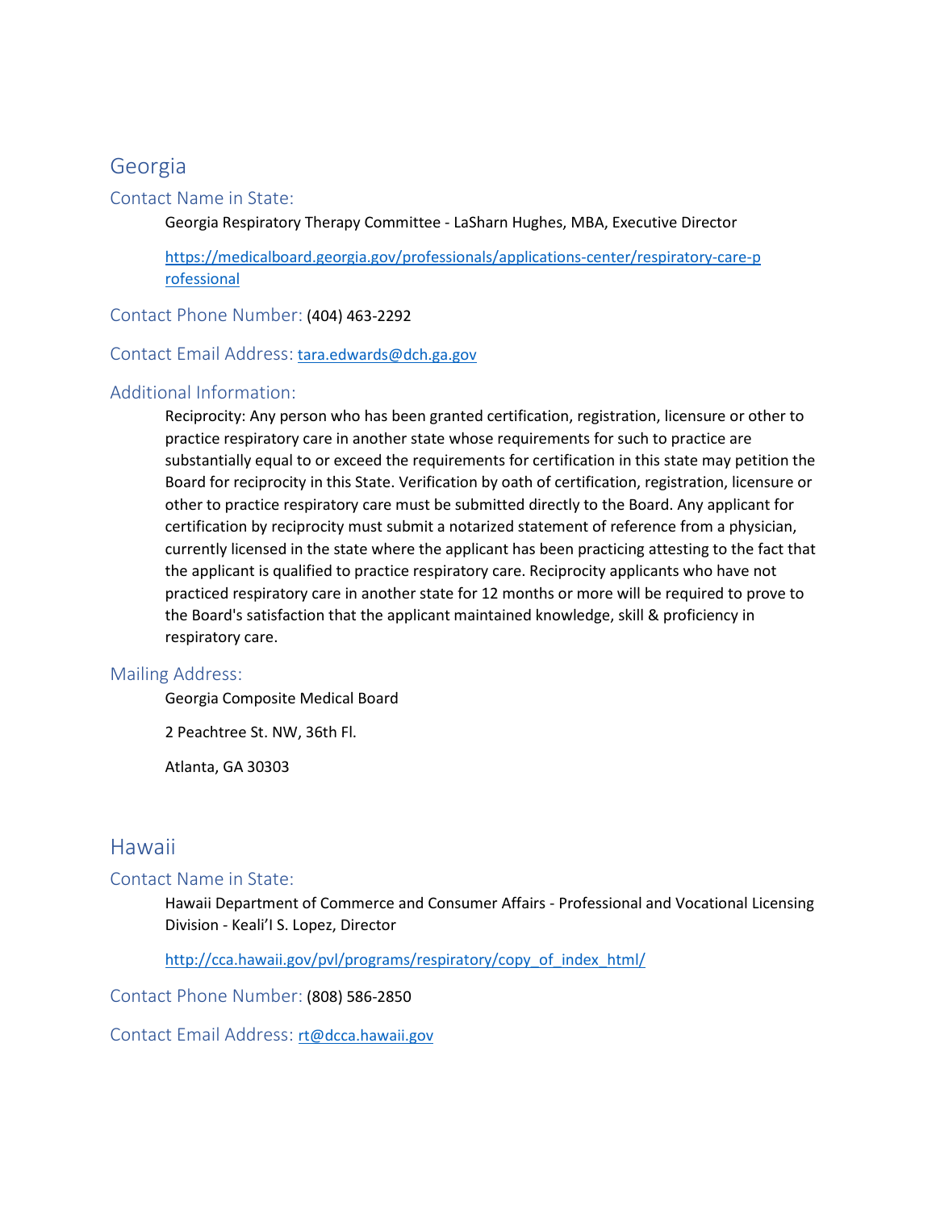## Georgia

### Contact Name in State:

Georgia Respiratory Therapy Committee - LaSharn Hughes, MBA, Executive Director

https://medicalboard.georgia.gov/professionals/applications-center/respiratory-care-professional

### Contact Phone Number: (404) 463-2292

### Contact Email Address: tara.edwards@dch.ga.gov

### Additional Information:

Reciprocity: Any person who has been granted certification, registration, licensure or other to practice respiratory care in another state whose requirements for such to practice are substantially equal to or exceed the requirements for certification in this state may petition the Board for reciprocity in this State. Verification by oath of certification, registration, licensure or other to practice respiratory care must be submitted directly to the Board. Any applicant for certification by reciprocity must submit a notarized statement of reference from a physician, currently licensed in the state where the applicant has been practicing attesting to the fact that the applicant is qualified to practice respiratory care. Reciprocity applicants who have not practiced respiratory care in another state for 12 months or more will be required to prove to the Board's satisfaction that the applicant maintained knowledge, skill & proficiency in respiratory care.

### Mailing Address:

Georgia Composite Medical Board

2 Peachtree St. NW, 36th Fl.

Atlanta, GA 30303

## Hawaii

### Contact Name in State:

Hawaii Department of Commerce and Consumer Affairs - Professional and Vocational Licensing Division - Keali'I S. Lopez, Director

http://cca.hawaii.gov/pvl/programs/respiratory/copy_of_index_html/

### Contact Phone Number: (808) 586-2850

### Contact Email Address: rt@dcca.hawaii.gov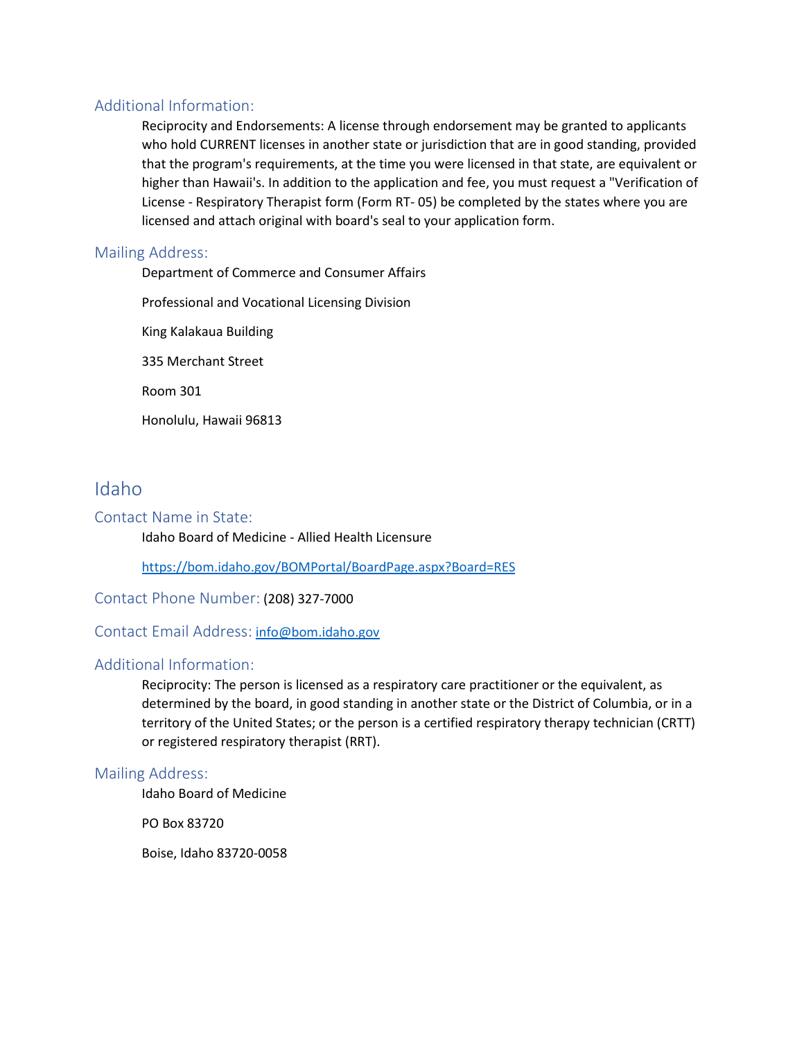### Additional Information:

Reciprocity and Endorsements: A license through endorsement may be granted to applicants who hold CURRENT licenses in another state or jurisdiction that are in good standing, provided that the program's requirements, at the time you were licensed in that state, are equivalent or higher than Hawaii's. In addition to the application and fee, you must request a "Verification of License - Respiratory Therapist form (Form RT- 05) be completed by the states where you are licensed and attach original with board's seal to your application form.

### Mailing Address:

Department of Commerce and Consumer Affairs

Professional and Vocational Licensing Division

King Kalakaua Building

335 Merchant Street

Room 301

Honolulu, Hawaii 96813

## Idaho

### Contact Name in State:

Idaho Board of Medicine - Allied Health Licensure

[https://bom.idaho.gov/BOMPortal/BoardPage.aspx?Board=RES](https://bom.idaho.gov/BOMPortal/BoardPage.aspx?Board=RES)

### Contact Phone Number: (208) 327-7000

### Contact Email Address: [info@bom.idaho.gov](mailto:info@bom.idaho.gov)

### Additional Information:

Reciprocity: The person is licensed as a respiratory care practitioner or the equivalent, as determined by the board, in good standing in another state or the District of Columbia, or in a territory of the United States; or the person is a certified respiratory therapy technician (CRTT) or registered respiratory therapist (RRT).

### Mailing Address:

Idaho Board of Medicine

PO Box 83720

Boise, Idaho 83720-0058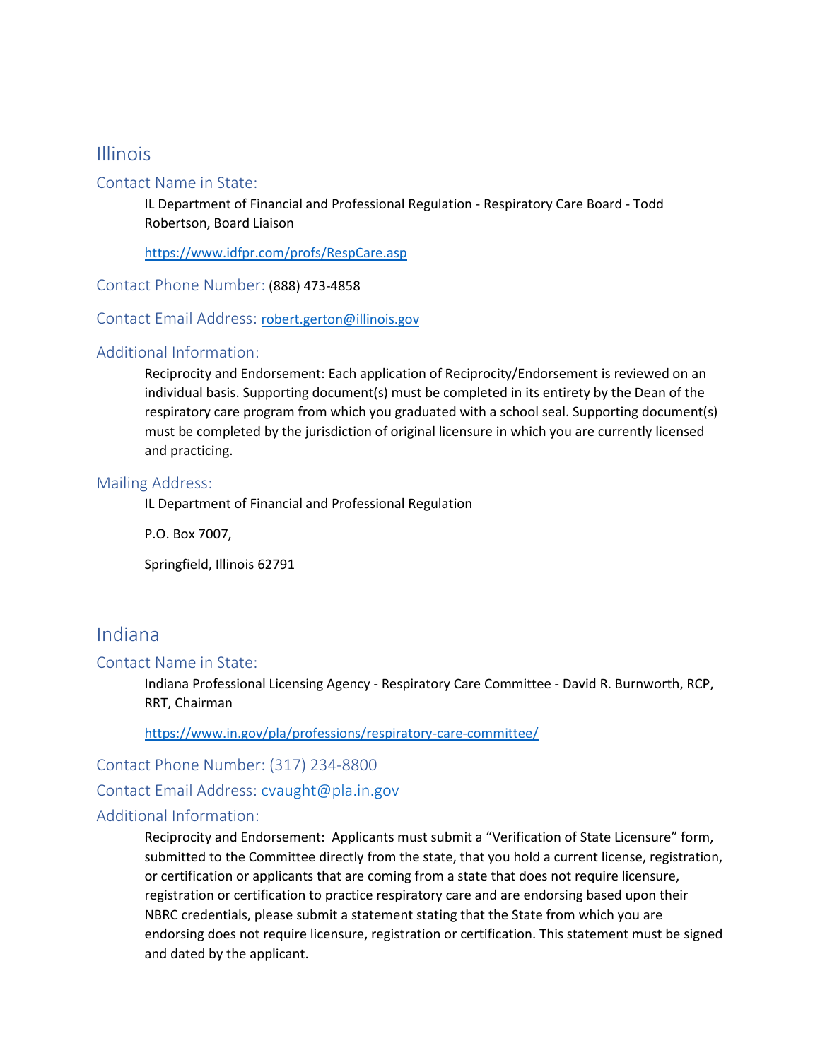## Illinois

### Contact Name in State:

IL Department of Financial and Professional Regulation - Respiratory Care Board - Todd Robertson, Board Liaison

https://www.idfpr.com/profs/RespCare.asp

### Contact Phone Number: (888) 473-4858

### Contact Email Address: robert.gerton@illinois.gov

### Additional Information:

Reciprocity and Endorsement: Each application of Reciprocity/Endorsement is reviewed on an individual basis. Supporting document(s) must be completed in its entirety by the Dean of the respiratory care program from which you graduated with a school seal. Supporting document(s) must be completed by the jurisdiction of original licensure in which you are currently licensed and practicing.

### Mailing Address:

IL Department of Financial and Professional Regulation

P.O. Box 7007,

Springfield, Illinois 62791

## Indiana

### Contact Name in State:

Indiana Professional Licensing Agency - Respiratory Care Committee - David R. Burnworth, RCP, RRT, Chairman

https://www.in.gov/pla/professions/respiratory-care-committee/

### Contact Phone Number: (317) 234-8800

### Contact Email Address: cvaught@pla.in.gov

### Additional Information:

Reciprocity and Endorsement: Applicants must submit a "Verification of State Licensure" form, submitted to the Committee directly from the state, that you hold a current license, registration, or certification or applicants that are coming from a state that does not require licensure, registration or certification to practice respiratory care and are endorsing based upon their NBRC credentials, please submit a statement stating that the State from which you are endorsing does not require licensure, registration or certification. This statement must be signed and dated by the applicant.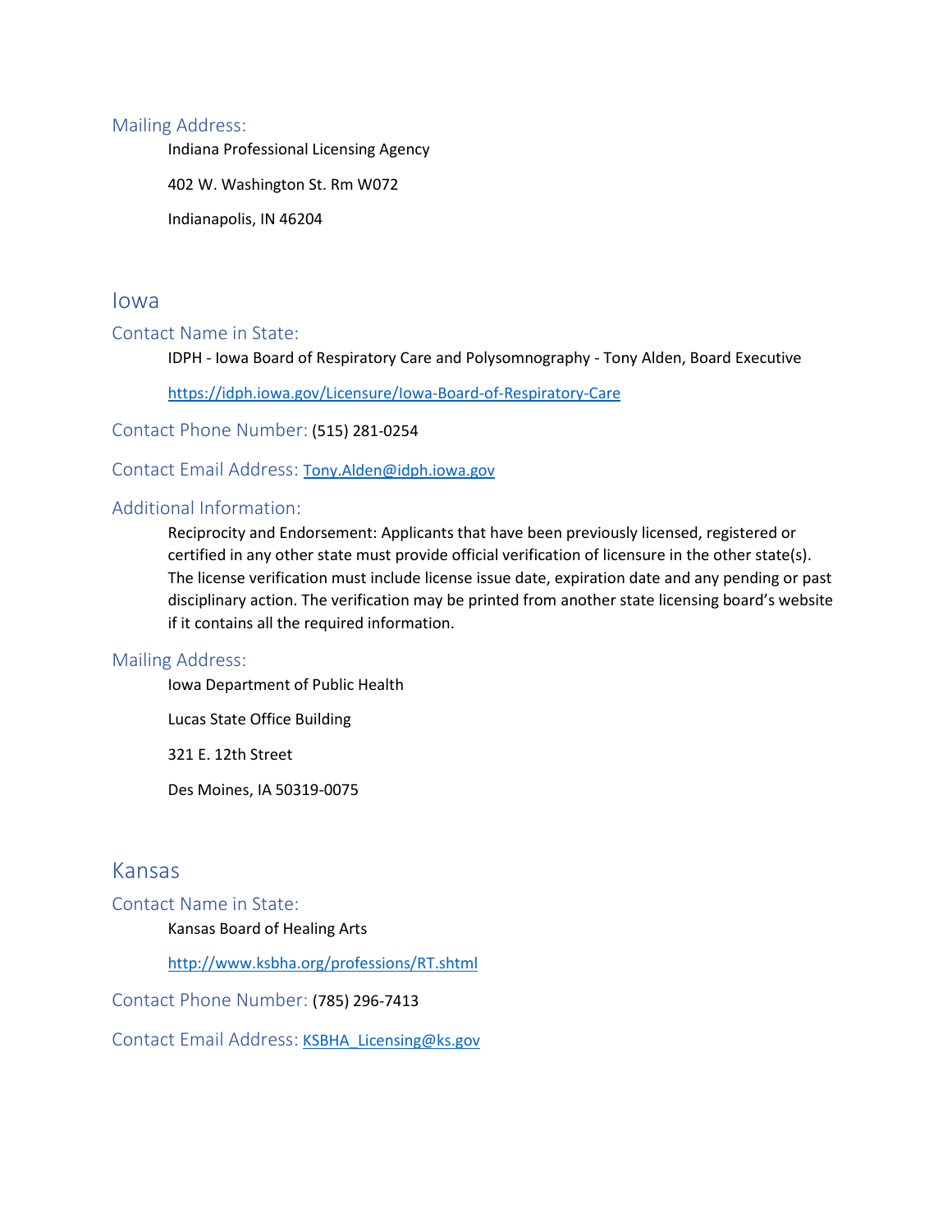### Mailing Address:

Indiana Professional Licensing Agency

402 W. Washington St. Rm W072

Indianapolis, IN 46204

## Iowa

### Contact Name in State:

IDPH - Iowa Board of Respiratory Care and Polysomnography - Tony Alden, Board Executive

https://idph.iowa.gov/Licensure/Iowa-Board-of-Respiratory-Care

### Contact Phone Number: (515) 281-0254

### Contact Email Address: Tony.Alden@idph.iowa.gov

### Additional Information:

Reciprocity and Endorsement: Applicants that have been previously licensed, registered or certified in any other state must provide official verification of licensure in the other state(s). The license verification must include license issue date, expiration date and any pending or past disciplinary action. The verification may be printed from another state licensing board's website if it contains all the required information.

### Mailing Address:

Iowa Department of Public Health

Lucas State Office Building

321 E. 12th Street

Des Moines, IA 50319-0075

## Kansas

### Contact Name in State:

Kansas Board of Healing Arts

http://www.ksbha.org/professions/RT.shtml

### Contact Phone Number: (785) 296-7413

### Contact Email Address: KSBHA_Licensing@ks.gov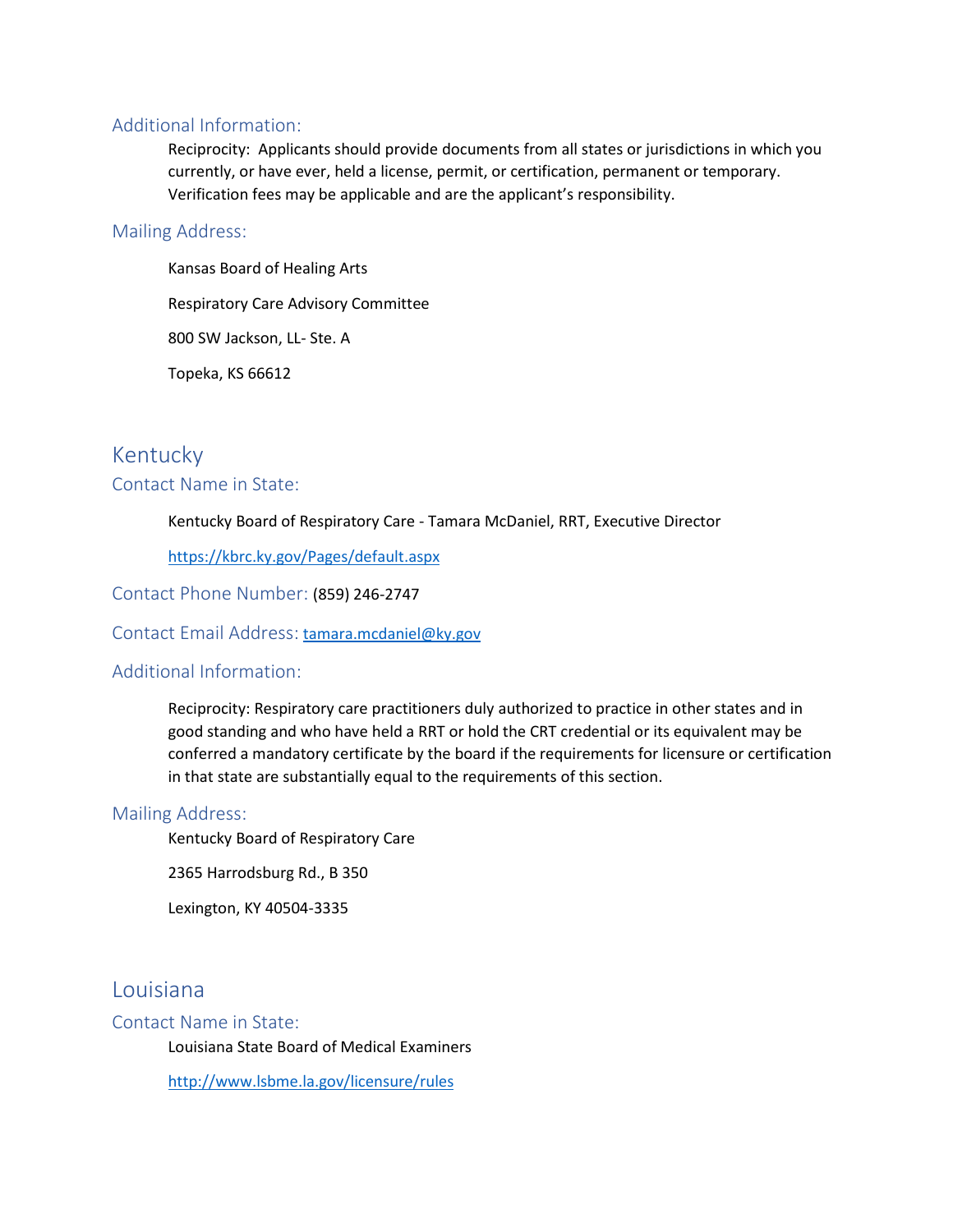### Additional Information:

Reciprocity: Applicants should provide documents from all states or jurisdictions in which you currently, or have ever, held a license, permit, or certification, permanent or temporary. Verification fees may be applicable and are the applicant's responsibility.

### Mailing Address:

Kansas Board of Healing Arts

Respiratory Care Advisory Committee

800 SW Jackson, LL- Ste. A

Topeka, KS 66612

## Kentucky

### Contact Name in State:

Kentucky Board of Respiratory Care - Tamara McDaniel, RRT, Executive Director

https://kbrc.ky.gov/Pages/default.aspx

### Contact Phone Number: (859) 246-2747

### Contact Email Address: tamara.mcdaniel@ky.gov

### Additional Information:

Reciprocity: Respiratory care practitioners duly authorized to practice in other states and in good standing and who have held a RRT or hold the CRT credential or its equivalent may be conferred a mandatory certificate by the board if the requirements for licensure or certification in that state are substantially equal to the requirements of this section.

### Mailing Address:

Kentucky Board of Respiratory Care

2365 Harrodsburg Rd., B 350

Lexington, KY 40504-3335

## Louisiana

### Contact Name in State:

Louisiana State Board of Medical Examiners

http://www.lsbme.la.gov/licensure/rules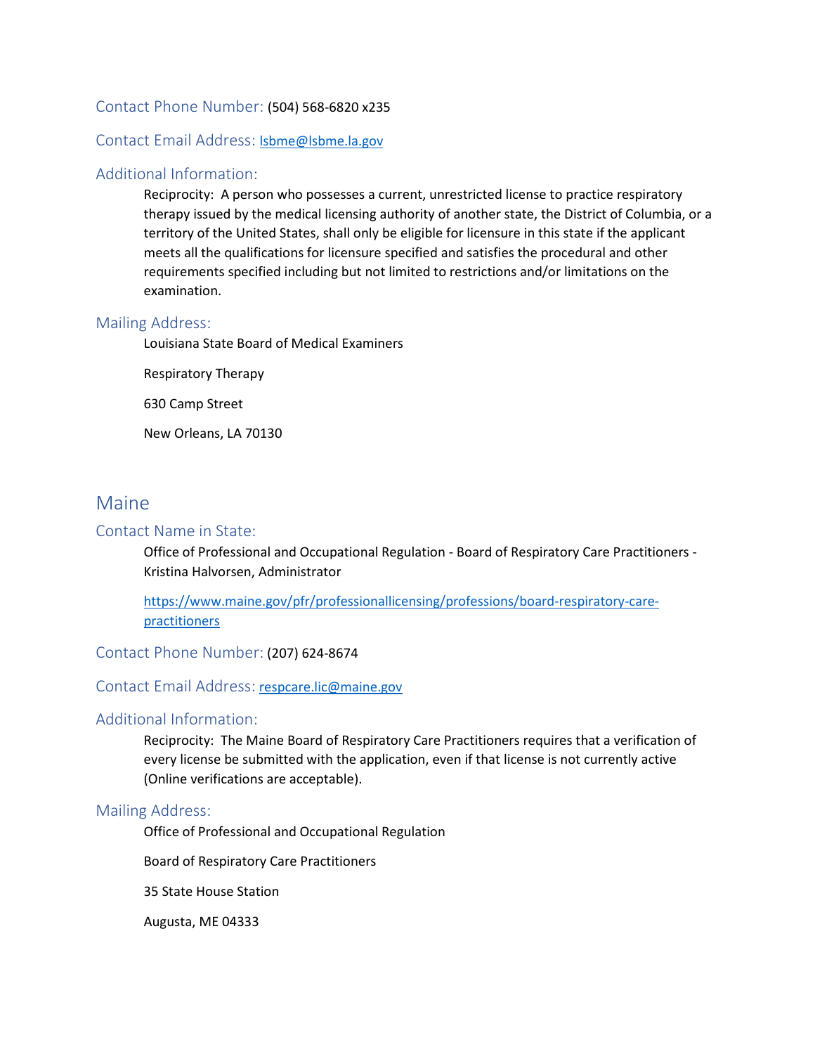Contact Phone Number: (504) 568-6820 x235

Contact Email Address: lsbme@lsbme.la.gov

### Additional Information:

Reciprocity: A person who possesses a current, unrestricted license to practice respiratory therapy issued by the medical licensing authority of another state, the District of Columbia, or a territory of the United States, shall only be eligible for licensure in this state if the applicant meets all the qualifications for licensure specified and satisfies the procedural and other requirements specified including but not limited to restrictions and/or limitations on the examination.

### Mailing Address:

Louisiana State Board of Medical Examiners

Respiratory Therapy

630 Camp Street

New Orleans, LA 70130

## Maine

### Contact Name in State:

Office of Professional and Occupational Regulation - Board of Respiratory Care Practitioners - Kristina Halvorsen, Administrator

https://www.maine.gov/pfr/professionallicensing/professions/board-respiratory-care-practitioners

Contact Phone Number: (207) 624-8674

Contact Email Address: respcare.lic@maine.gov

### Additional Information:

Reciprocity: The Maine Board of Respiratory Care Practitioners requires that a verification of every license be submitted with the application, even if that license is not currently active (Online verifications are acceptable).

### Mailing Address:

Office of Professional and Occupational Regulation

Board of Respiratory Care Practitioners

35 State House Station

Augusta, ME 04333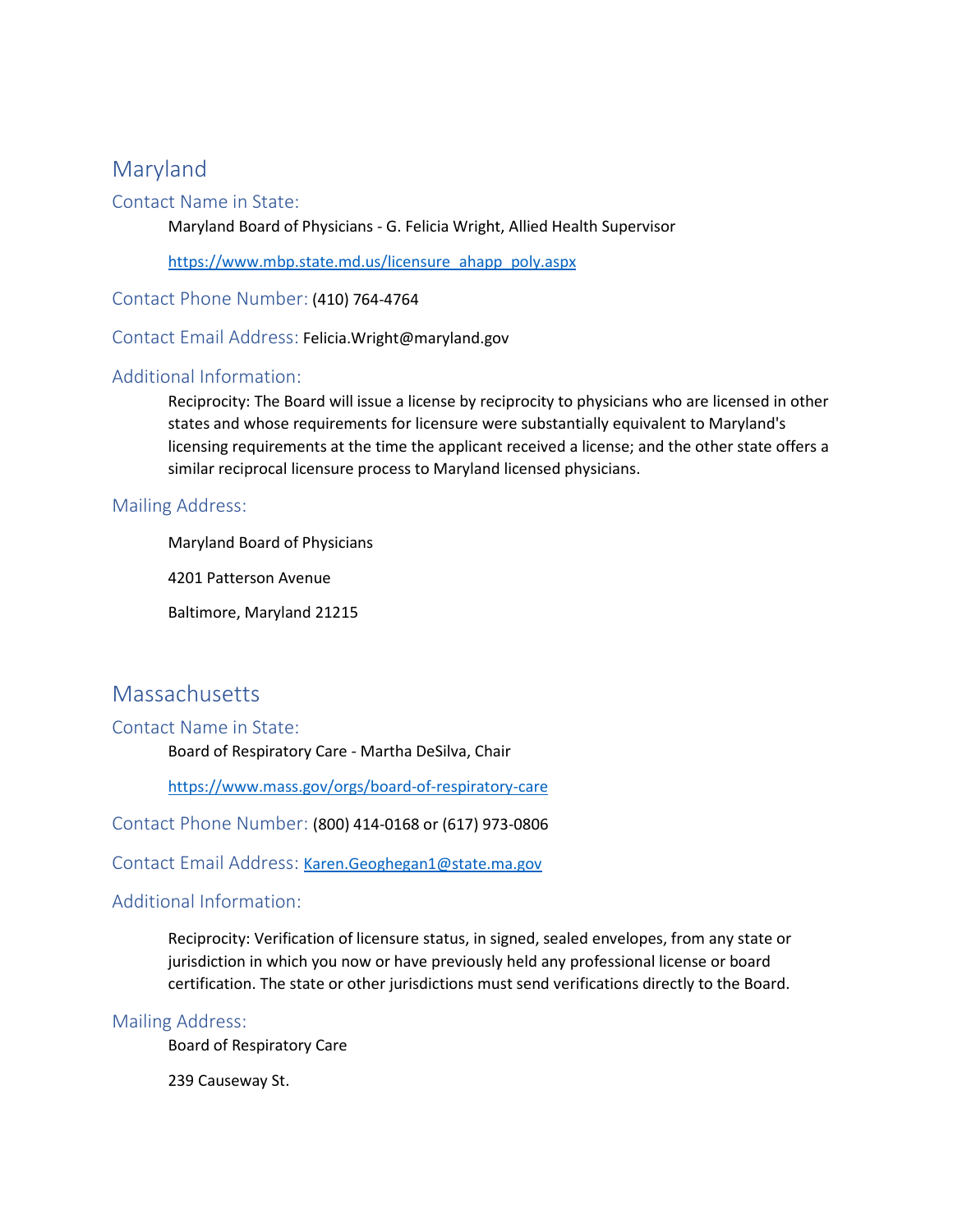## Maryland

### Contact Name in State:

Maryland Board of Physicians - G. Felicia Wright, Allied Health Supervisor

https://www.mbp.state.md.us/licensure_ahapp_poly.aspx

### Contact Phone Number: (410) 764-4764

### Contact Email Address: Felicia.Wright@maryland.gov

### Additional Information:

Reciprocity: The Board will issue a license by reciprocity to physicians who are licensed in other states and whose requirements for licensure were substantially equivalent to Maryland's licensing requirements at the time the applicant received a license; and the other state offers a similar reciprocal licensure process to Maryland licensed physicians.

### Mailing Address:

Maryland Board of Physicians

4201 Patterson Avenue

Baltimore, Maryland 21215

## Massachusetts

### Contact Name in State:

Board of Respiratory Care - Martha DeSilva, Chair

https://www.mass.gov/orgs/board-of-respiratory-care

### Contact Phone Number: (800) 414-0168 or (617) 973-0806

### Contact Email Address: Karen.Geoghegan1@state.ma.gov

### Additional Information:

Reciprocity: Verification of licensure status, in signed, sealed envelopes, from any state or jurisdiction in which you now or have previously held any professional license or board certification. The state or other jurisdictions must send verifications directly to the Board.

### Mailing Address:

Board of Respiratory Care

239 Causeway St.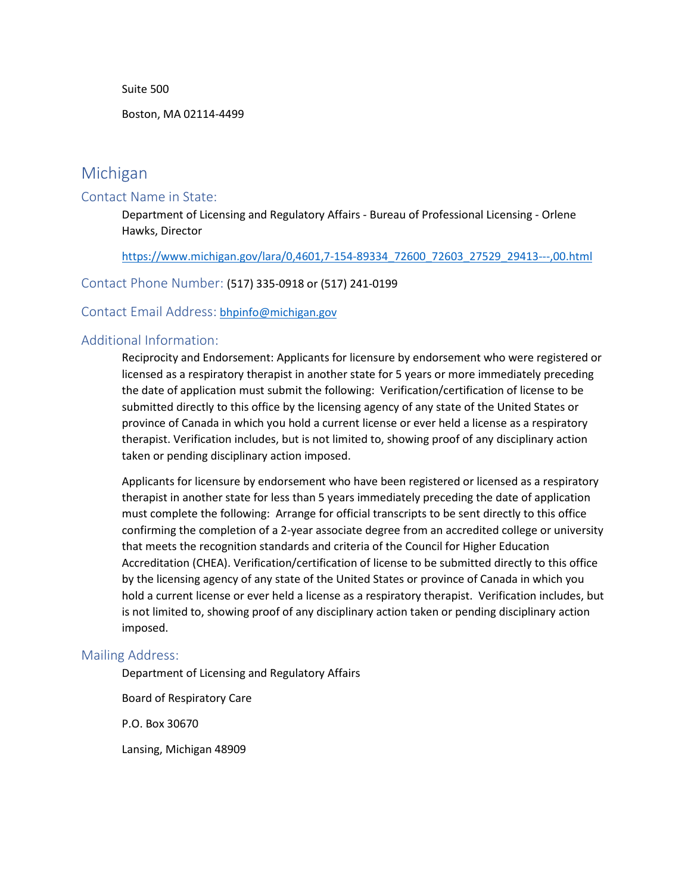Suite 500

Boston, MA 02114-4499

## Michigan

### Contact Name in State:

Department of Licensing and Regulatory Affairs - Bureau of Professional Licensing - Orlene Hawks, Director

https://www.michigan.gov/lara/0,4601,7-154-89334_72600_72603_27529_29413---,00.html

### Contact Phone Number: (517) 335-0918 or (517) 241-0199

### Contact Email Address: bhpinfo@michigan.gov

### Additional Information:

Reciprocity and Endorsement: Applicants for licensure by endorsement who were registered or licensed as a respiratory therapist in another state for 5 years or more immediately preceding the date of application must submit the following: Verification/certification of license to be submitted directly to this office by the licensing agency of any state of the United States or province of Canada in which you hold a current license or ever held a license as a respiratory therapist. Verification includes, but is not limited to, showing proof of any disciplinary action taken or pending disciplinary action imposed.

Applicants for licensure by endorsement who have been registered or licensed as a respiratory therapist in another state for less than 5 years immediately preceding the date of application must complete the following: Arrange for official transcripts to be sent directly to this office confirming the completion of a 2-year associate degree from an accredited college or university that meets the recognition standards and criteria of the Council for Higher Education Accreditation (CHEA). Verification/certification of license to be submitted directly to this office by the licensing agency of any state of the United States or province of Canada in which you hold a current license or ever held a license as a respiratory therapist. Verification includes, but is not limited to, showing proof of any disciplinary action taken or pending disciplinary action imposed.

### Mailing Address:

Department of Licensing and Regulatory Affairs

Board of Respiratory Care

P.O. Box 30670

Lansing, Michigan 48909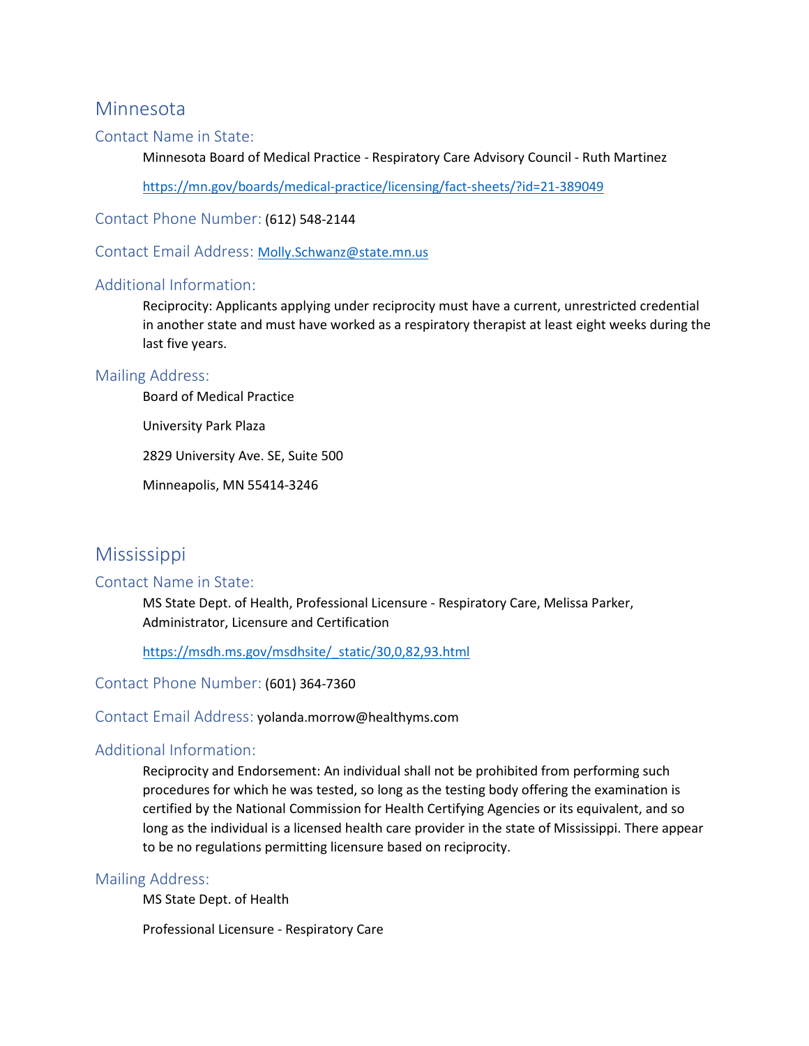## Minnesota

### Contact Name in State:

Minnesota Board of Medical Practice - Respiratory Care Advisory Council - Ruth Martinez

https://mn.gov/boards/medical-practice/licensing/fact-sheets/?id=21-389049

### Contact Phone Number: (612) 548-2144

### Contact Email Address: Molly.Schwanz@state.mn.us

### Additional Information:

Reciprocity: Applicants applying under reciprocity must have a current, unrestricted credential in another state and must have worked as a respiratory therapist at least eight weeks during the last five years.

### Mailing Address:

Board of Medical Practice

University Park Plaza

2829 University Ave. SE, Suite 500

Minneapolis, MN 55414-3246

## Mississippi

### Contact Name in State:

MS State Dept. of Health, Professional Licensure - Respiratory Care, Melissa Parker, Administrator, Licensure and Certification

https://msdh.ms.gov/msdhsite/_static/30,0,82,93.html

### Contact Phone Number: (601) 364-7360

### Contact Email Address: yolanda.morrow@healthyms.com

### Additional Information:

Reciprocity and Endorsement: An individual shall not be prohibited from performing such procedures for which he was tested, so long as the testing body offering the examination is certified by the National Commission for Health Certifying Agencies or its equivalent, and so long as the individual is a licensed health care provider in the state of Mississippi. There appear to be no regulations permitting licensure based on reciprocity.

### Mailing Address:

MS State Dept. of Health

Professional Licensure - Respiratory Care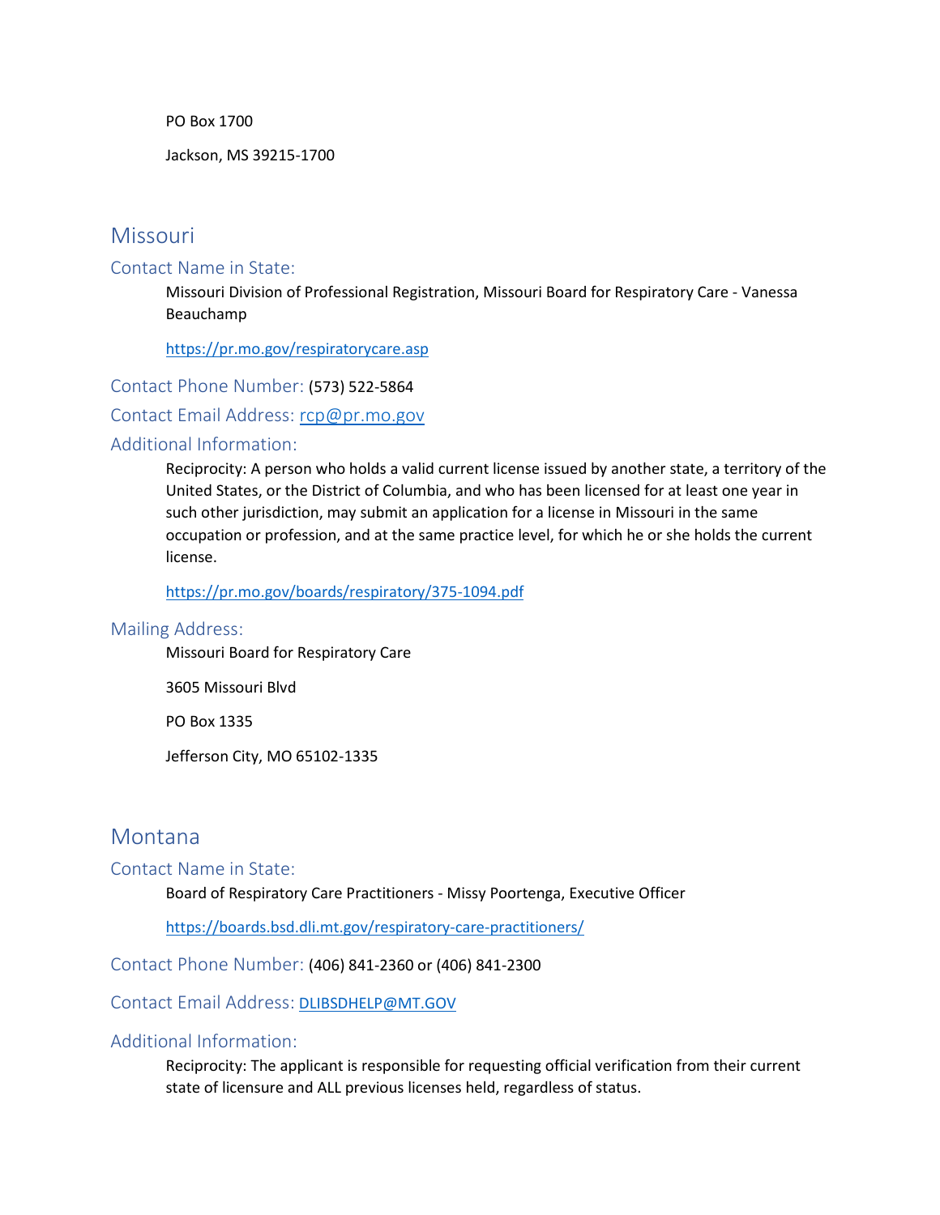PO Box 1700

Jackson, MS 39215-1700

## Missouri

### Contact Name in State:

Missouri Division of Professional Registration, Missouri Board for Respiratory Care - Vanessa Beauchamp

https://pr.mo.gov/respiratorycare.asp

### Contact Phone Number: (573) 522-5864

### Contact Email Address: rcp@pr.mo.gov

### Additional Information:

Reciprocity: A person who holds a valid current license issued by another state, a territory of the United States, or the District of Columbia, and who has been licensed for at least one year in such other jurisdiction, may submit an application for a license in Missouri in the same occupation or profession, and at the same practice level, for which he or she holds the current license.

https://pr.mo.gov/boards/respiratory/375-1094.pdf

### Mailing Address:

Missouri Board for Respiratory Care

3605 Missouri Blvd

PO Box 1335

Jefferson City, MO 65102-1335

## Montana

### Contact Name in State:

Board of Respiratory Care Practitioners - Missy Poortenga, Executive Officer

https://boards.bsd.dli.mt.gov/respiratory-care-practitioners/

### Contact Phone Number: (406) 841-2360 or (406) 841-2300

### Contact Email Address: DLIBSDHELP@MT.GOV

### Additional Information:

Reciprocity: The applicant is responsible for requesting official verification from their current state of licensure and ALL previous licenses held, regardless of status.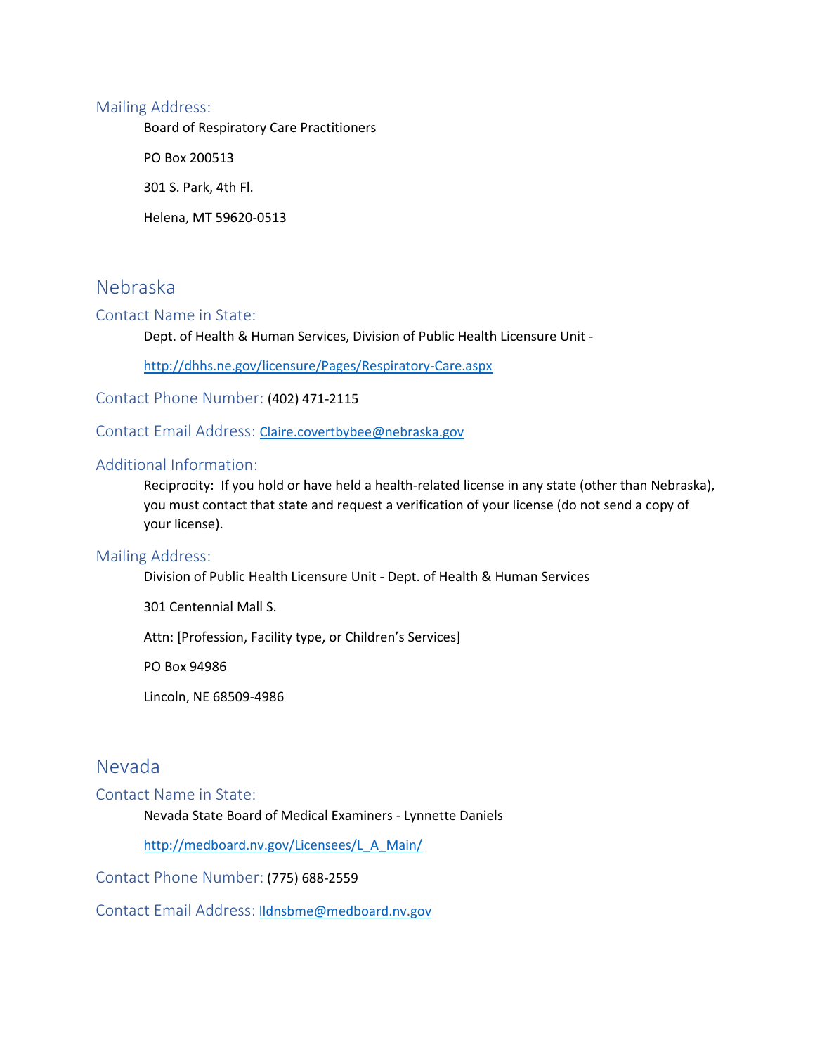### Mailing Address:

Board of Respiratory Care Practitioners

PO Box 200513

301 S. Park, 4th Fl.

Helena, MT 59620-0513

## Nebraska

### Contact Name in State:

Dept. of Health & Human Services, Division of Public Health Licensure Unit -

http://dhhs.ne.gov/licensure/Pages/Respiratory-Care.aspx

### Contact Phone Number: (402) 471-2115

### Contact Email Address: Claire.covertbybee@nebraska.gov

### Additional Information:

Reciprocity: If you hold or have held a health-related license in any state (other than Nebraska), you must contact that state and request a verification of your license (do not send a copy of your license).

### Mailing Address:

Division of Public Health Licensure Unit - Dept. of Health & Human Services

301 Centennial Mall S.

Attn: [Profession, Facility type, or Children's Services]

PO Box 94986

Lincoln, NE 68509-4986

## Nevada

### Contact Name in State:

Nevada State Board of Medical Examiners - Lynnette Daniels

http://medboard.nv.gov/Licensees/L_A_Main/

### Contact Phone Number: (775) 688-2559

### Contact Email Address: lldnsbme@medboard.nv.gov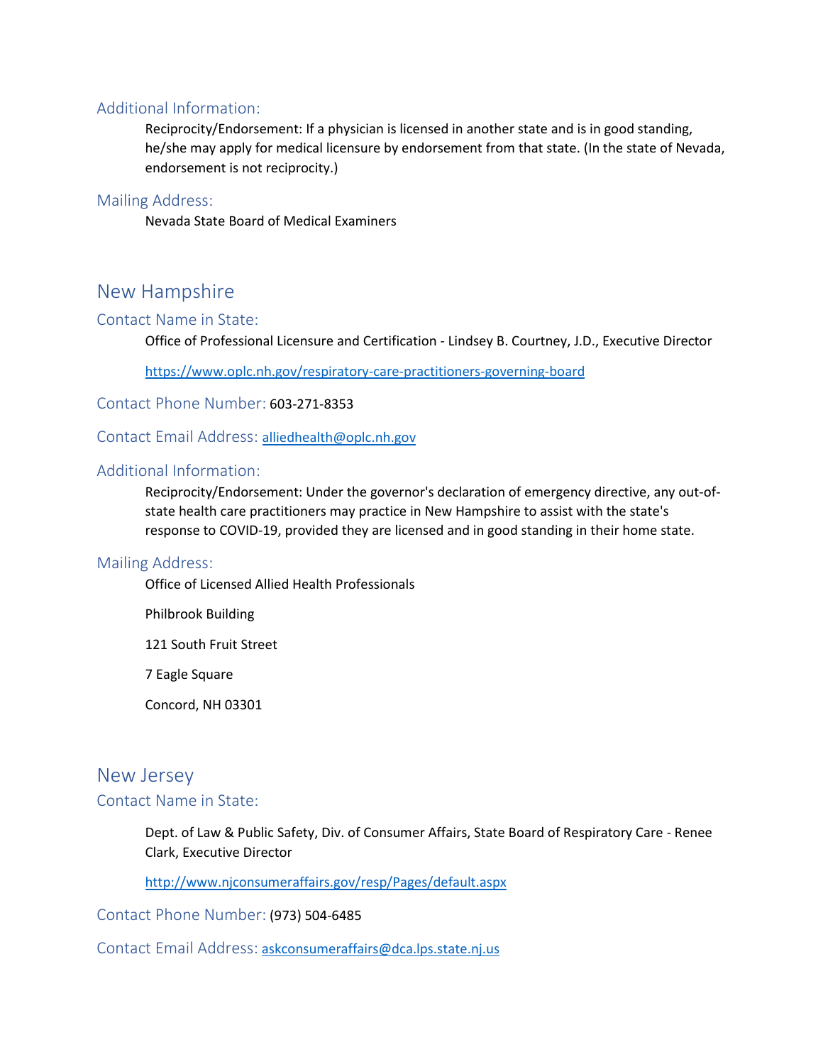### Additional Information:

Reciprocity/Endorsement: If a physician is licensed in another state and is in good standing, he/she may apply for medical licensure by endorsement from that state. (In the state of Nevada, endorsement is not reciprocity.)

### Mailing Address:

Nevada State Board of Medical Examiners

## New Hampshire

### Contact Name in State:

Office of Professional Licensure and Certification - Lindsey B. Courtney, J.D., Executive Director

https://www.oplc.nh.gov/respiratory-care-practitioners-governing-board

### Contact Phone Number: 603-271-8353

### Contact Email Address: alliedhealth@oplc.nh.gov

### Additional Information:

Reciprocity/Endorsement: Under the governor's declaration of emergency directive, any out-of-state health care practitioners may practice in New Hampshire to assist with the state's response to COVID-19, provided they are licensed and in good standing in their home state.

### Mailing Address:

Office of Licensed Allied Health Professionals

Philbrook Building

121 South Fruit Street

7 Eagle Square

Concord, NH 03301

## New Jersey

### Contact Name in State:

Dept. of Law & Public Safety, Div. of Consumer Affairs, State Board of Respiratory Care - Renee Clark, Executive Director

http://www.njconsumeraffairs.gov/resp/Pages/default.aspx

### Contact Phone Number: (973) 504-6485

### Contact Email Address: askconsumeraffairs@dca.lps.state.nj.us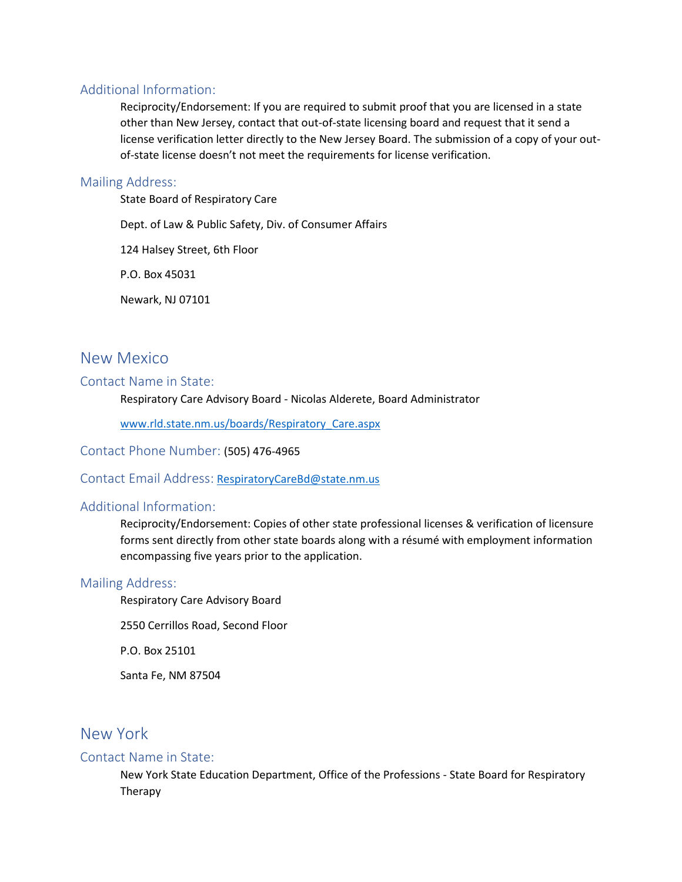### Additional Information:

Reciprocity/Endorsement: If you are required to submit proof that you are licensed in a state other than New Jersey, contact that out-of-state licensing board and request that it send a license verification letter directly to the New Jersey Board. The submission of a copy of your out-of-state license doesn't not meet the requirements for license verification.

### Mailing Address:

State Board of Respiratory Care

Dept. of Law & Public Safety, Div. of Consumer Affairs

124 Halsey Street, 6th Floor

P.O. Box 45031

Newark, NJ 07101

## New Mexico

### Contact Name in State:

Respiratory Care Advisory Board - Nicolas Alderete, Board Administrator

www.rld.state.nm.us/boards/Respiratory_Care.aspx

### Contact Phone Number: (505) 476-4965

### Contact Email Address: RespiratoryCareBd@state.nm.us

### Additional Information:

Reciprocity/Endorsement: Copies of other state professional licenses & verification of licensure forms sent directly from other state boards along with a résumé with employment information encompassing five years prior to the application.

### Mailing Address:

Respiratory Care Advisory Board

2550 Cerrillos Road, Second Floor

P.O. Box 25101

Santa Fe, NM 87504

## New York

### Contact Name in State:

New York State Education Department, Office of the Professions - State Board for Respiratory Therapy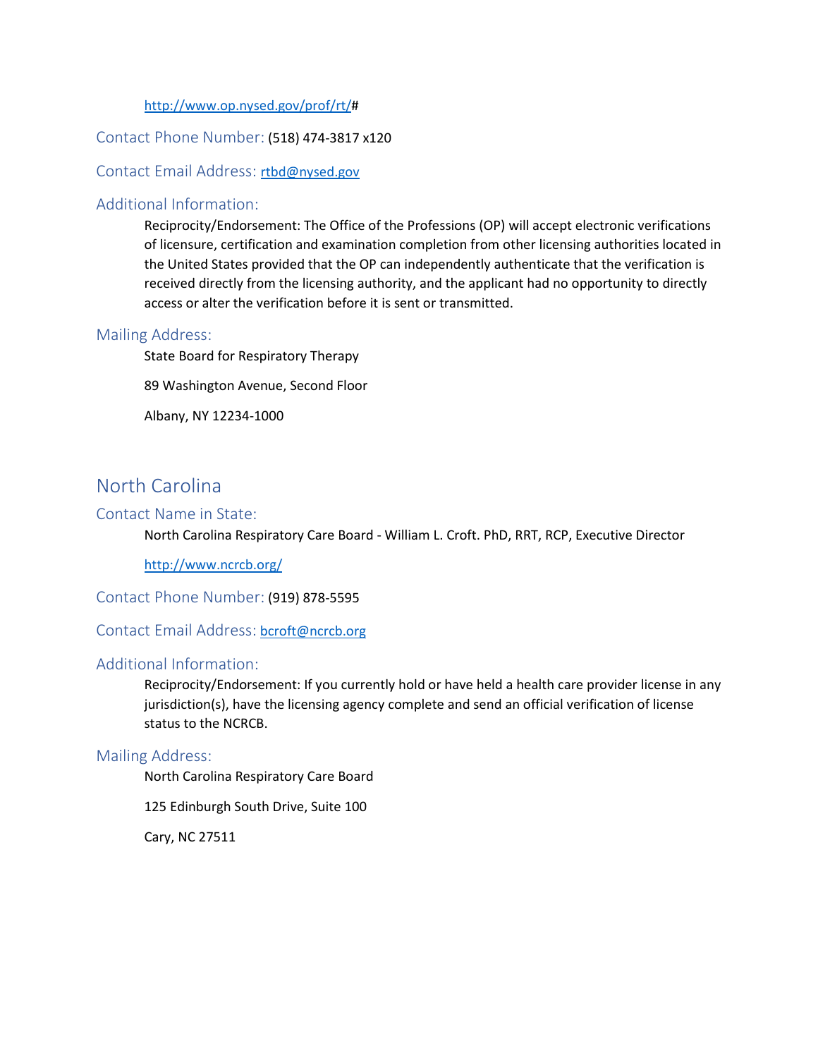http://www.op.nysed.gov/prof/rt/#

Contact Phone Number: (518) 474-3817 x120

Contact Email Address: rtbd@nysed.gov

### Additional Information:

Reciprocity/Endorsement: The Office of the Professions (OP) will accept electronic verifications of licensure, certification and examination completion from other licensing authorities located in the United States provided that the OP can independently authenticate that the verification is received directly from the licensing authority, and the applicant had no opportunity to directly access or alter the verification before it is sent or transmitted.

### Mailing Address:

State Board for Respiratory Therapy

89 Washington Avenue, Second Floor

Albany, NY 12234-1000

## North Carolina

### Contact Name in State:

North Carolina Respiratory Care Board - William L. Croft. PhD, RRT, RCP, Executive Director

http://www.ncrcb.org/

Contact Phone Number: (919) 878-5595

Contact Email Address: bcroft@ncrcb.org

### Additional Information:

Reciprocity/Endorsement: If you currently hold or have held a health care provider license in any jurisdiction(s), have the licensing agency complete and send an official verification of license status to the NCRCB.

### Mailing Address:

North Carolina Respiratory Care Board

125 Edinburgh South Drive, Suite 100

Cary, NC 27511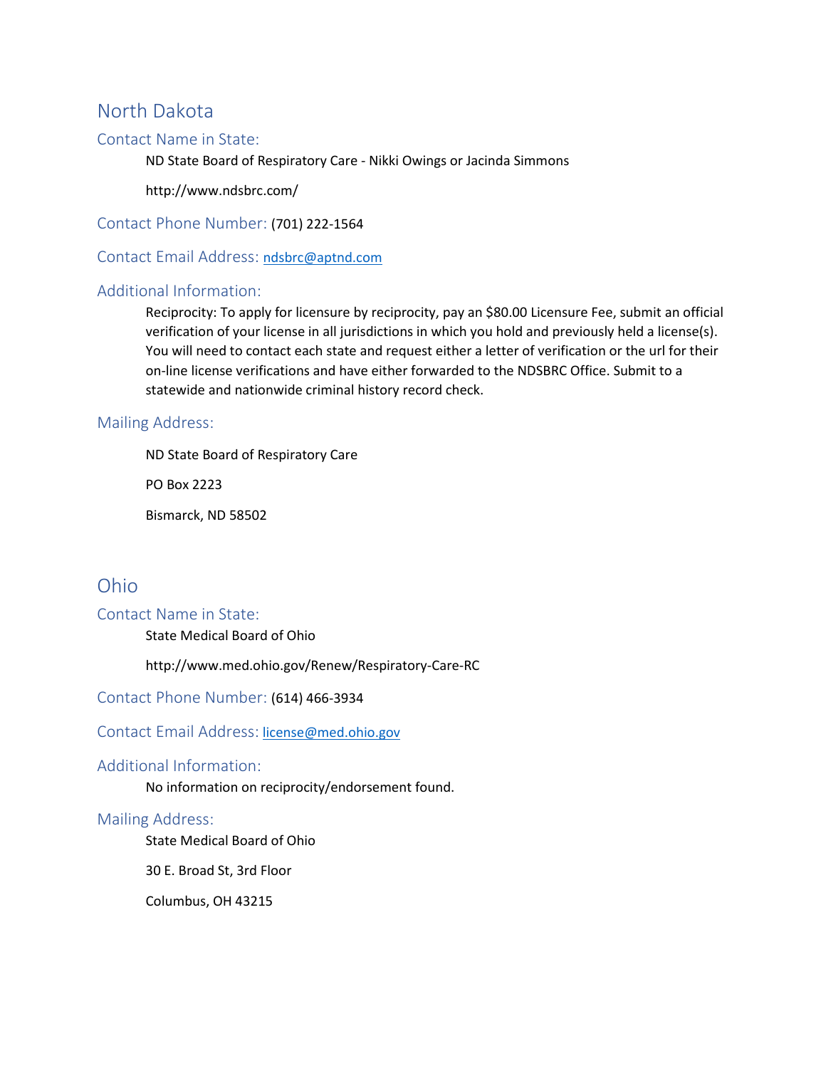## North Dakota

### Contact Name in State:

ND State Board of Respiratory Care - Nikki Owings or Jacinda Simmons

http://www.ndsbrc.com/

### Contact Phone Number: (701) 222-1564

### Contact Email Address: ndsbrc@aptnd.com

### Additional Information:

Reciprocity: To apply for licensure by reciprocity, pay an $80.00 Licensure Fee, submit an official verification of your license in all jurisdictions in which you hold and previously held a license(s). You will need to contact each state and request either a letter of verification or the url for their on-line license verifications and have either forwarded to the NDSBRC Office. Submit to a statewide and nationwide criminal history record check.

### Mailing Address:

ND State Board of Respiratory Care

PO Box 2223

Bismarck, ND 58502

## Ohio

### Contact Name in State:

State Medical Board of Ohio

http://www.med.ohio.gov/Renew/Respiratory-Care-RC

### Contact Phone Number: (614) 466-3934

### Contact Email Address: license@med.ohio.gov

### Additional Information:

No information on reciprocity/endorsement found.

### Mailing Address:

State Medical Board of Ohio

30 E. Broad St, 3rd Floor

Columbus, OH 43215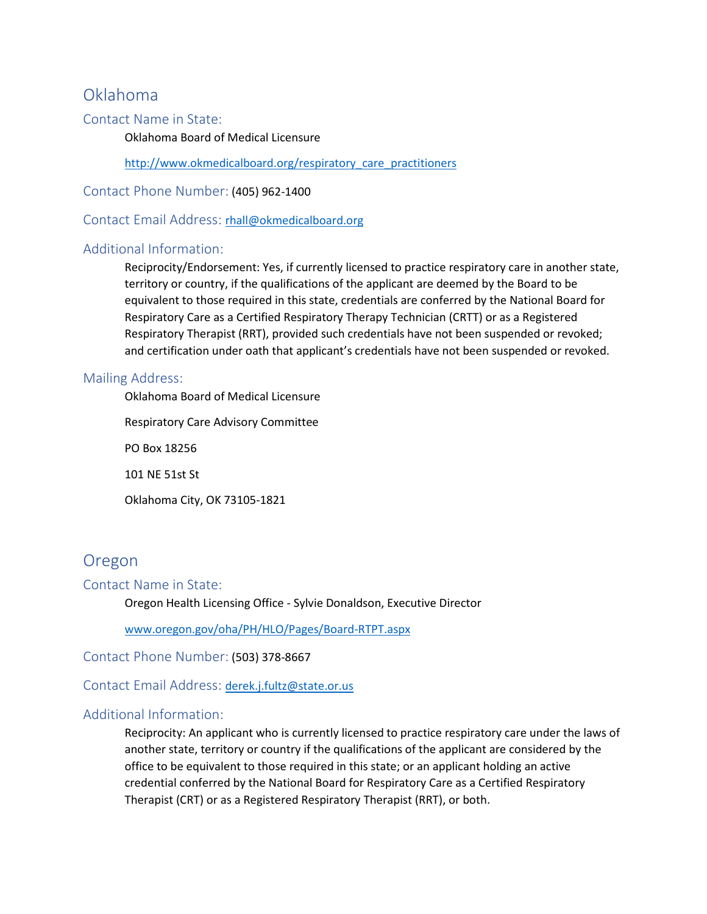## Oklahoma

### Contact Name in State:

Oklahoma Board of Medical Licensure

http://www.okmedicalboard.org/respiratory_care_practitioners

### Contact Phone Number: (405) 962-1400

### Contact Email Address: rhall@okmedicalboard.org

### Additional Information:

Reciprocity/Endorsement: Yes, if currently licensed to practice respiratory care in another state, territory or country, if the qualifications of the applicant are deemed by the Board to be equivalent to those required in this state, credentials are conferred by the National Board for Respiratory Care as a Certified Respiratory Therapy Technician (CRTT) or as a Registered Respiratory Therapist (RRT), provided such credentials have not been suspended or revoked; and certification under oath that applicant's credentials have not been suspended or revoked.

### Mailing Address:

Oklahoma Board of Medical Licensure

Respiratory Care Advisory Committee

PO Box 18256

101 NE 51st St

Oklahoma City, OK 73105-1821

## Oregon

### Contact Name in State:

Oregon Health Licensing Office - Sylvie Donaldson, Executive Director

www.oregon.gov/oha/PH/HLO/Pages/Board-RTPT.aspx

### Contact Phone Number: (503) 378-8667

### Contact Email Address: derek.j.fultz@state.or.us

### Additional Information:

Reciprocity: An applicant who is currently licensed to practice respiratory care under the laws of another state, territory or country if the qualifications of the applicant are considered by the office to be equivalent to those required in this state; or an applicant holding an active credential conferred by the National Board for Respiratory Care as a Certified Respiratory Therapist (CRT) or as a Registered Respiratory Therapist (RRT), or both.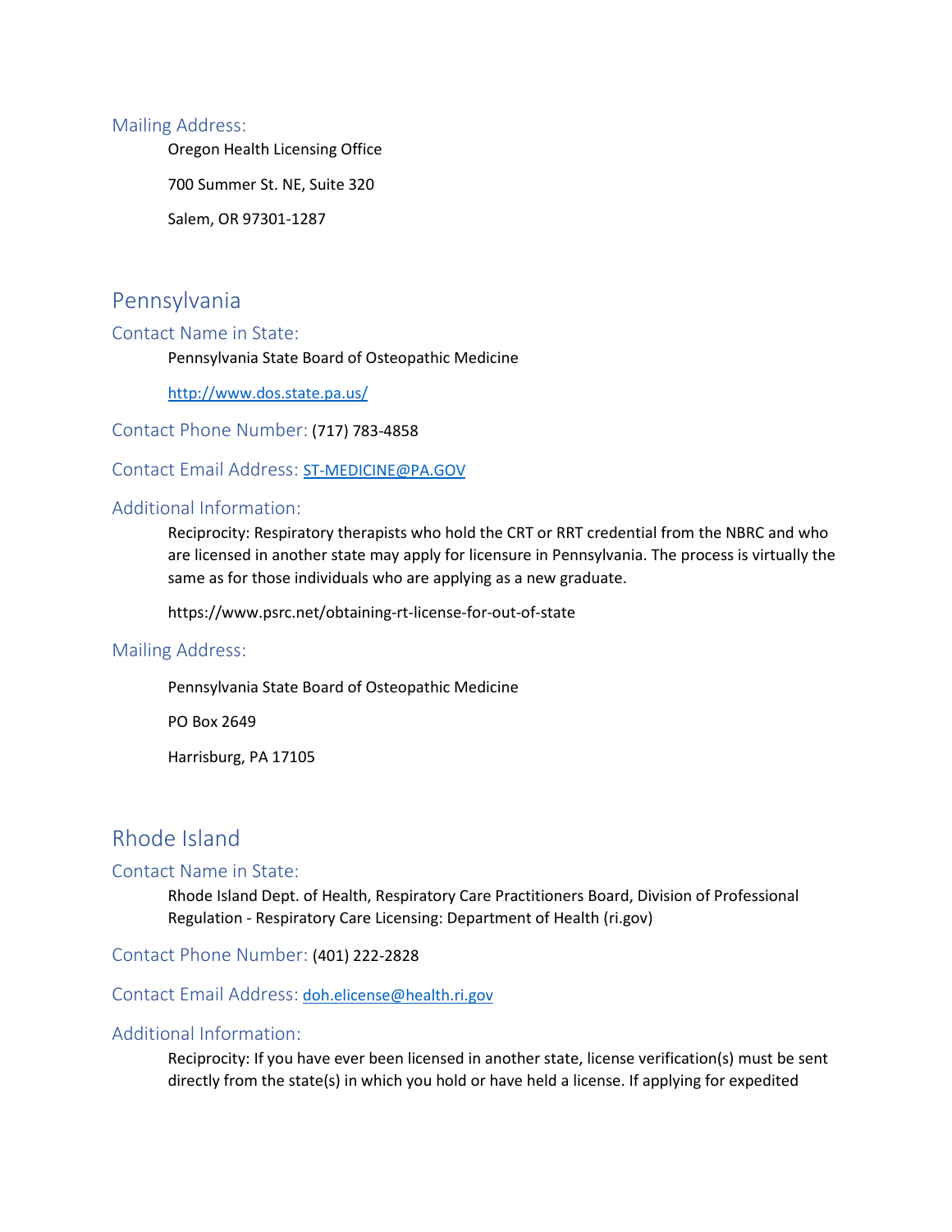### Mailing Address:

Oregon Health Licensing Office

700 Summer St. NE, Suite 320

Salem, OR 97301-1287

## Pennsylvania

### Contact Name in State:

Pennsylvania State Board of Osteopathic Medicine

http://www.dos.state.pa.us/

### Contact Phone Number: (717) 783-4858

### Contact Email Address: ST-MEDICINE@PA.GOV

### Additional Information:

Reciprocity: Respiratory therapists who hold the CRT or RRT credential from the NBRC and who are licensed in another state may apply for licensure in Pennsylvania. The process is virtually the same as for those individuals who are applying as a new graduate.

https://www.psrc.net/obtaining-rt-license-for-out-of-state

### Mailing Address:

Pennsylvania State Board of Osteopathic Medicine

PO Box 2649

Harrisburg, PA 17105

## Rhode Island

### Contact Name in State:

Rhode Island Dept. of Health, Respiratory Care Practitioners Board, Division of Professional Regulation - Respiratory Care Licensing: Department of Health (ri.gov)

### Contact Phone Number: (401) 222-2828

### Contact Email Address: doh.elicense@health.ri.gov

### Additional Information:

Reciprocity: If you have ever been licensed in another state, license verification(s) must be sent directly from the state(s) in which you hold or have held a license. If applying for expedited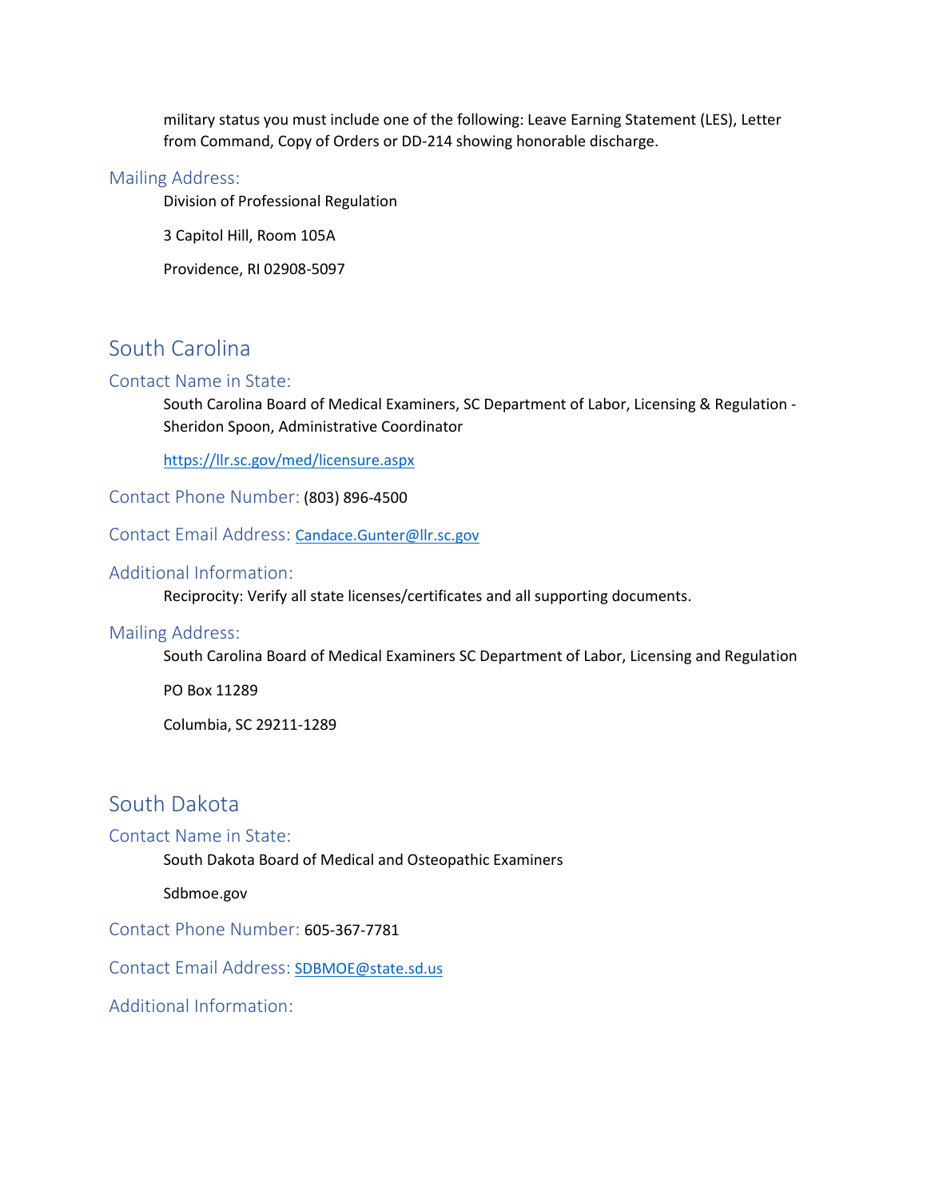military status you must include one of the following: Leave Earning Statement (LES), Letter from Command, Copy of Orders or DD-214 showing honorable discharge.

### Mailing Address:

Division of Professional Regulation

3 Capitol Hill, Room 105A

Providence, RI 02908-5097

## South Carolina

### Contact Name in State:

South Carolina Board of Medical Examiners, SC Department of Labor, Licensing & Regulation - Sheridon Spoon, Administrative Coordinator

https://llr.sc.gov/med/licensure.aspx

### Contact Phone Number: (803) 896-4500

### Contact Email Address: Candace.Gunter@llr.sc.gov

### Additional Information:

Reciprocity: Verify all state licenses/certificates and all supporting documents.

### Mailing Address:

South Carolina Board of Medical Examiners SC Department of Labor, Licensing and Regulation

PO Box 11289

Columbia, SC 29211-1289

## South Dakota

### Contact Name in State:

South Dakota Board of Medical and Osteopathic Examiners

Sdbmoe.gov

### Contact Phone Number: 605-367-7781

### Contact Email Address: SDBMOE@state.sd.us

### Additional Information: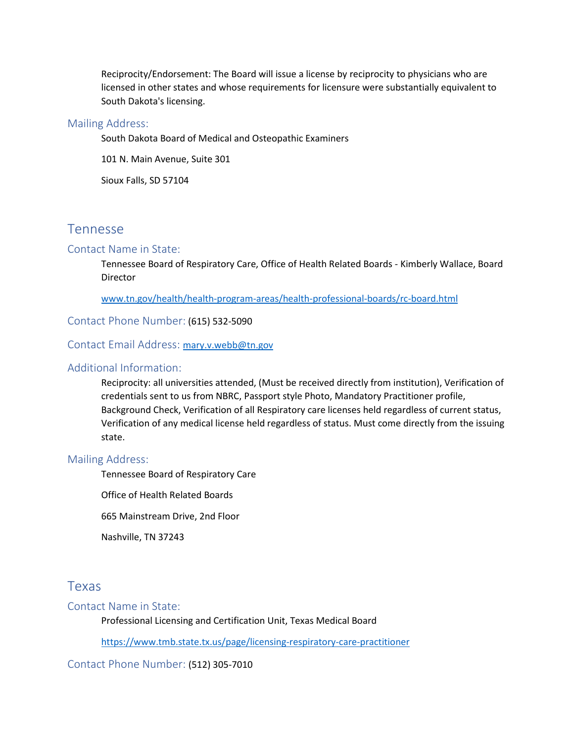Reciprocity/Endorsement: The Board will issue a license by reciprocity to physicians who are licensed in other states and whose requirements for licensure were substantially equivalent to South Dakota's licensing.

### Mailing Address:

South Dakota Board of Medical and Osteopathic Examiners

101 N. Main Avenue, Suite 301

Sioux Falls, SD 57104

## Tennesse

### Contact Name in State:

Tennessee Board of Respiratory Care, Office of Health Related Boards - Kimberly Wallace, Board Director

[www.tn.gov/health/health-program-areas/health-professional-boards/rc-board.html](www.tn.gov/health/health-program-areas/health-professional-boards/rc-board.html)

### Contact Phone Number: (615) 532-5090

### Contact Email Address: [mary.v.webb@tn.gov](mailto:mary.v.webb@tn.gov)

### Additional Information:

Reciprocity: all universities attended, (Must be received directly from institution), Verification of credentials sent to us from NBRC, Passport style Photo, Mandatory Practitioner profile, Background Check, Verification of all Respiratory care licenses held regardless of current status, Verification of any medical license held regardless of status. Must come directly from the issuing state.

### Mailing Address:

Tennessee Board of Respiratory Care

Office of Health Related Boards

665 Mainstream Drive, 2nd Floor

Nashville, TN 37243

## Texas

### Contact Name in State:

Professional Licensing and Certification Unit, Texas Medical Board

[https://www.tmb.state.tx.us/page/licensing-respiratory-care-practitioner](https://www.tmb.state.tx.us/page/licensing-respiratory-care-practitioner)

### Contact Phone Number: (512) 305-7010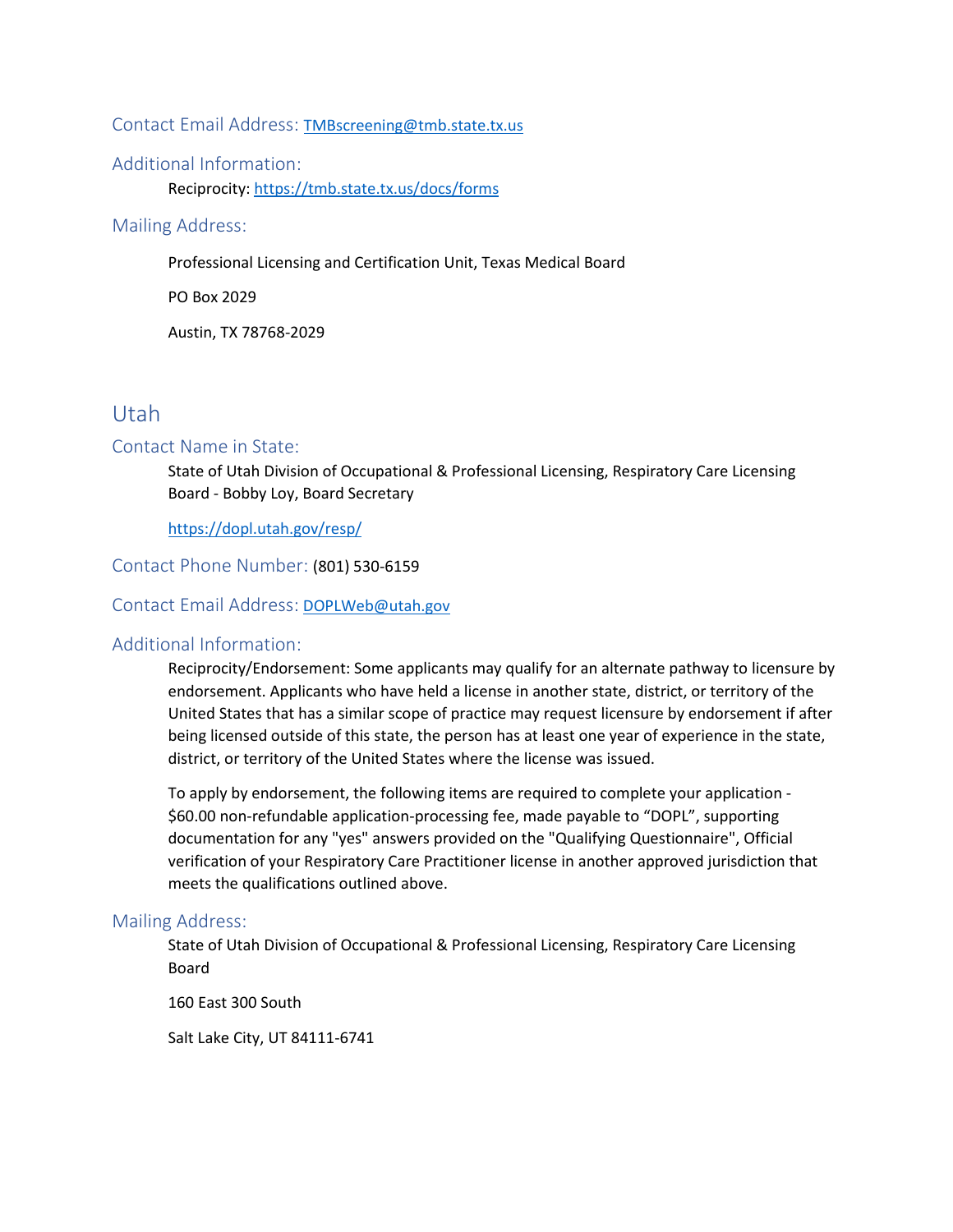### Contact Email Address: TMBscreening@tmb.state.tx.us

### Additional Information:

Reciprocity: https://tmb.state.tx.us/docs/forms

### Mailing Address:

Professional Licensing and Certification Unit, Texas Medical Board

PO Box 2029

Austin, TX 78768-2029

## Utah

### Contact Name in State:

State of Utah Division of Occupational & Professional Licensing, Respiratory Care Licensing Board - Bobby Loy, Board Secretary

https://dopl.utah.gov/resp/

### Contact Phone Number: (801) 530-6159

### Contact Email Address: DOPLWeb@utah.gov

### Additional Information:

Reciprocity/Endorsement: Some applicants may qualify for an alternate pathway to licensure by endorsement. Applicants who have held a license in another state, district, or territory of the United States that has a similar scope of practice may request licensure by endorsement if after being licensed outside of this state, the person has at least one year of experience in the state, district, or territory of the United States where the license was issued.

To apply by endorsement, the following items are required to complete your application - $60.00 non-refundable application-processing fee, made payable to "DOPL", supporting documentation for any "yes" answers provided on the "Qualifying Questionnaire", Official verification of your Respiratory Care Practitioner license in another approved jurisdiction that meets the qualifications outlined above.

### Mailing Address:

State of Utah Division of Occupational & Professional Licensing, Respiratory Care Licensing Board

160 East 300 South

Salt Lake City, UT 84111-6741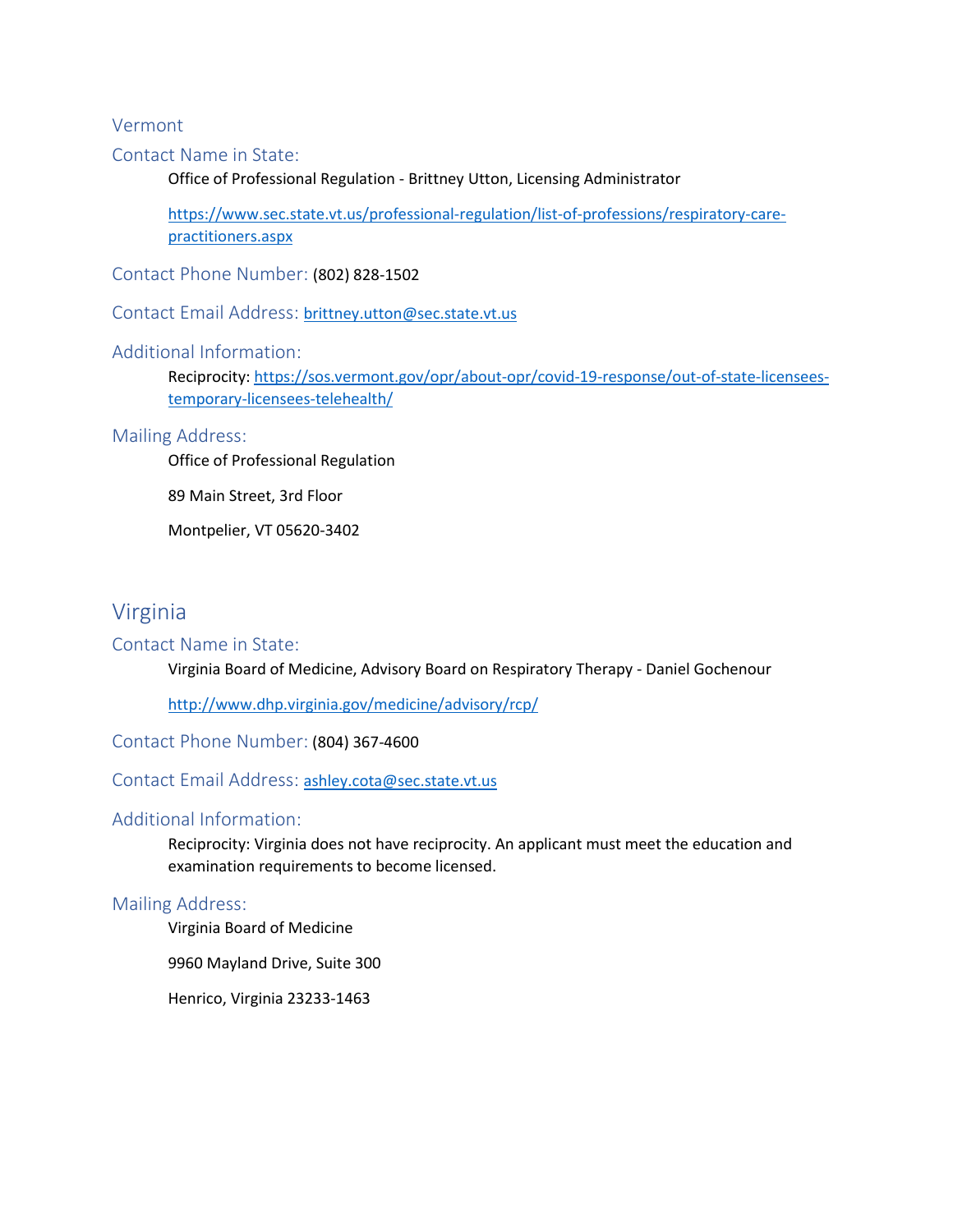## Vermont

### Contact Name in State:

Office of Professional Regulation - Brittney Utton, Licensing Administrator

https://www.sec.state.vt.us/professional-regulation/list-of-professions/respiratory-care-practitioners.aspx

### Contact Phone Number: (802) 828-1502

### Contact Email Address: brittney.utton@sec.state.vt.us

### Additional Information:

Reciprocity: https://sos.vermont.gov/opr/about-opr/covid-19-response/out-of-state-licensees-temporary-licensees-telehealth/

### Mailing Address:

Office of Professional Regulation

89 Main Street, 3rd Floor

Montpelier, VT 05620-3402

## Virginia

### Contact Name in State:

Virginia Board of Medicine, Advisory Board on Respiratory Therapy - Daniel Gochenour

http://www.dhp.virginia.gov/medicine/advisory/rcp/

### Contact Phone Number: (804) 367-4600

### Contact Email Address: ashley.cota@sec.state.vt.us

### Additional Information:

Reciprocity: Virginia does not have reciprocity. An applicant must meet the education and examination requirements to become licensed.

### Mailing Address:

Virginia Board of Medicine

9960 Mayland Drive, Suite 300

Henrico, Virginia 23233-1463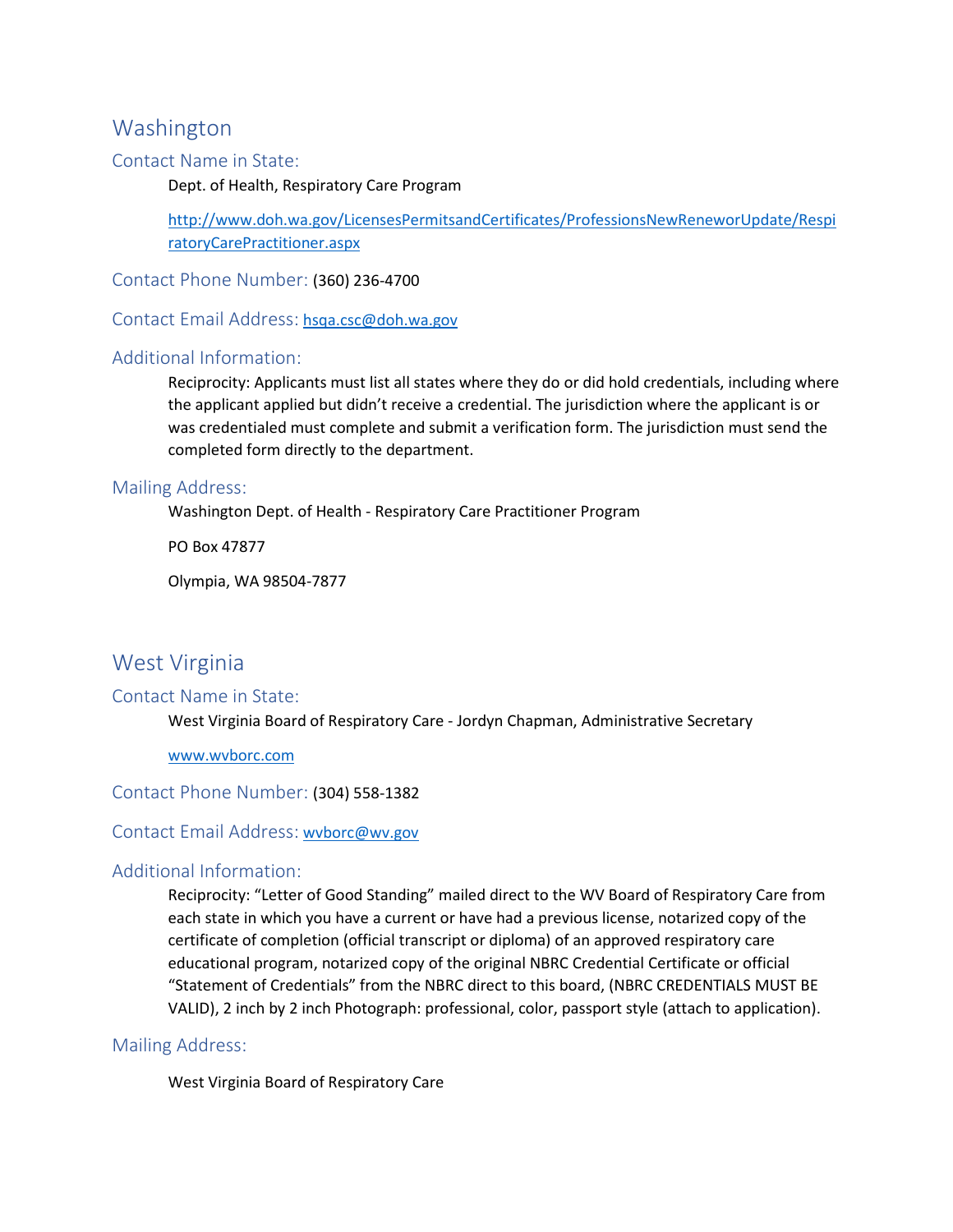## Washington

### Contact Name in State:

Dept. of Health, Respiratory Care Program

http://www.doh.wa.gov/LicensesPermitsandCertificates/ProfessionsNewReneworUpdate/RespiratoryCarePractitioner.aspx

### Contact Phone Number: (360) 236-4700

### Contact Email Address: hsqa.csc@doh.wa.gov

### Additional Information:

Reciprocity: Applicants must list all states where they do or did hold credentials, including where the applicant applied but didn't receive a credential. The jurisdiction where the applicant is or was credentialed must complete and submit a verification form. The jurisdiction must send the completed form directly to the department.

### Mailing Address:

Washington Dept. of Health - Respiratory Care Practitioner Program

PO Box 47877

Olympia, WA 98504-7877

## West Virginia

### Contact Name in State:

West Virginia Board of Respiratory Care - Jordyn Chapman, Administrative Secretary

www.wvborc.com

### Contact Phone Number: (304) 558-1382

### Contact Email Address: wvborc@wv.gov

### Additional Information:

Reciprocity: "Letter of Good Standing" mailed direct to the WV Board of Respiratory Care from each state in which you have a current or have had a previous license, notarized copy of the certificate of completion (official transcript or diploma) of an approved respiratory care educational program, notarized copy of the original NBRC Credential Certificate or official "Statement of Credentials" from the NBRC direct to this board, (NBRC CREDENTIALS MUST BE VALID), 2 inch by 2 inch Photograph: professional, color, passport style (attach to application).

### Mailing Address:

West Virginia Board of Respiratory Care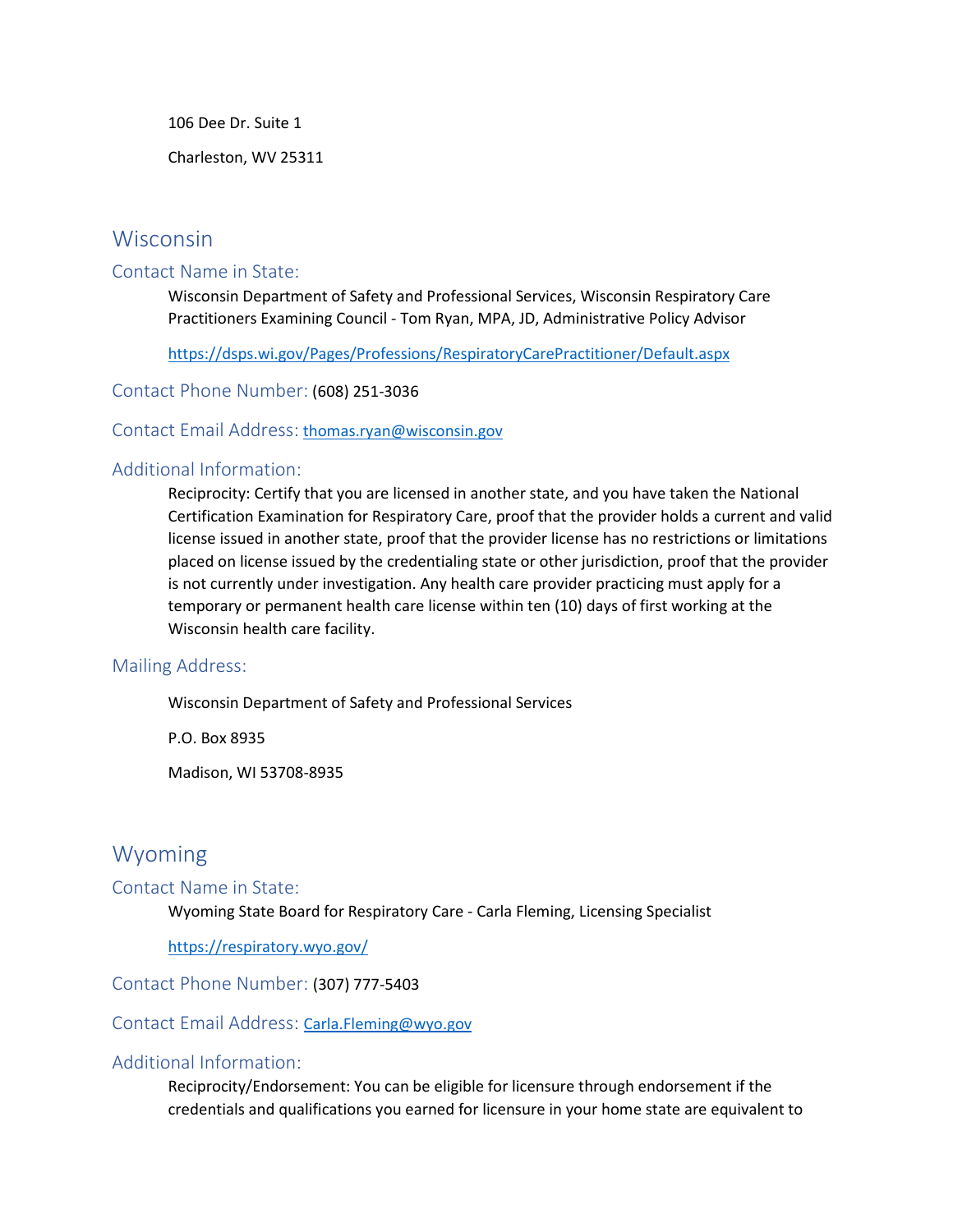106 Dee Dr. Suite 1

Charleston, WV 25311

## Wisconsin

### Contact Name in State:

Wisconsin Department of Safety and Professional Services, Wisconsin Respiratory Care Practitioners Examining Council - Tom Ryan, MPA, JD, Administrative Policy Advisor

https://dsps.wi.gov/Pages/Professions/RespiratoryCarePractitioner/Default.aspx

### Contact Phone Number: (608) 251-3036

### Contact Email Address: thomas.ryan@wisconsin.gov

### Additional Information:

Reciprocity: Certify that you are licensed in another state, and you have taken the National Certification Examination for Respiratory Care, proof that the provider holds a current and valid license issued in another state, proof that the provider license has no restrictions or limitations placed on license issued by the credentialing state or other jurisdiction, proof that the provider is not currently under investigation. Any health care provider practicing must apply for a temporary or permanent health care license within ten (10) days of first working at the Wisconsin health care facility.

### Mailing Address:

Wisconsin Department of Safety and Professional Services

P.O. Box 8935

Madison, WI 53708-8935

## Wyoming

### Contact Name in State:

Wyoming State Board for Respiratory Care - Carla Fleming, Licensing Specialist

https://respiratory.wyo.gov/

### Contact Phone Number: (307) 777-5403

### Contact Email Address: Carla.Fleming@wyo.gov

### Additional Information:

Reciprocity/Endorsement: You can be eligible for licensure through endorsement if the credentials and qualifications you earned for licensure in your home state are equivalent to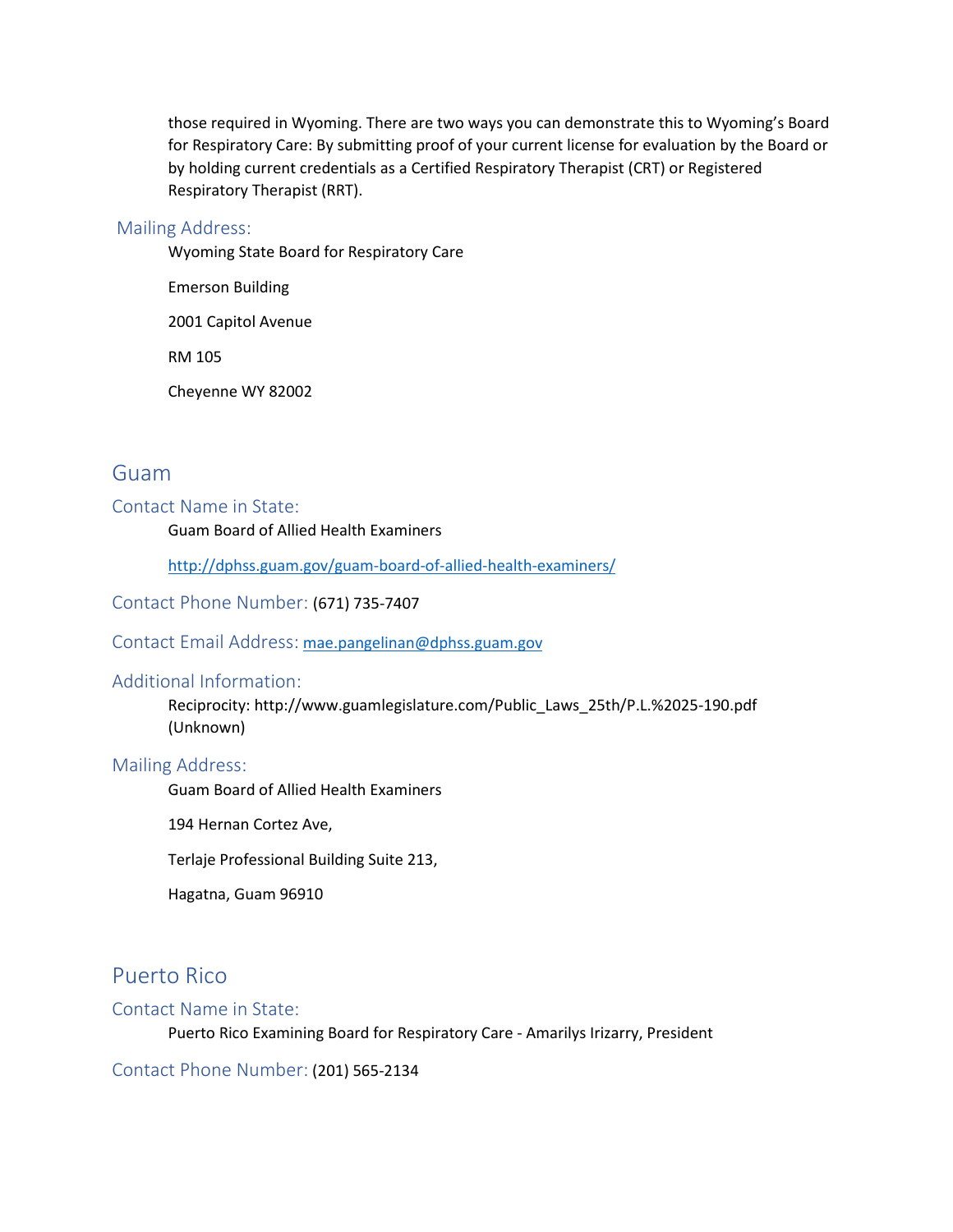those required in Wyoming. There are two ways you can demonstrate this to Wyoming's Board for Respiratory Care: By submitting proof of your current license for evaluation by the Board or by holding current credentials as a Certified Respiratory Therapist (CRT) or Registered Respiratory Therapist (RRT).

### Mailing Address:

Wyoming State Board for Respiratory Care

Emerson Building

2001 Capitol Avenue

RM 105

Cheyenne WY 82002

## Guam

### Contact Name in State:

Guam Board of Allied Health Examiners

http://dphss.guam.gov/guam-board-of-allied-health-examiners/

### Contact Phone Number: (671) 735-7407

### Contact Email Address: mae.pangelinan@dphss.guam.gov

### Additional Information:

Reciprocity: http://www.guamlegislature.com/Public_Laws_25th/P.L.%2025-190.pdf (Unknown)

### Mailing Address:

Guam Board of Allied Health Examiners

194 Hernan Cortez Ave,

Terlaje Professional Building Suite 213,

Hagatna, Guam 96910

## Puerto Rico

### Contact Name in State:

Puerto Rico Examining Board for Respiratory Care - Amarilys Irizarry, President

### Contact Phone Number: (201) 565-2134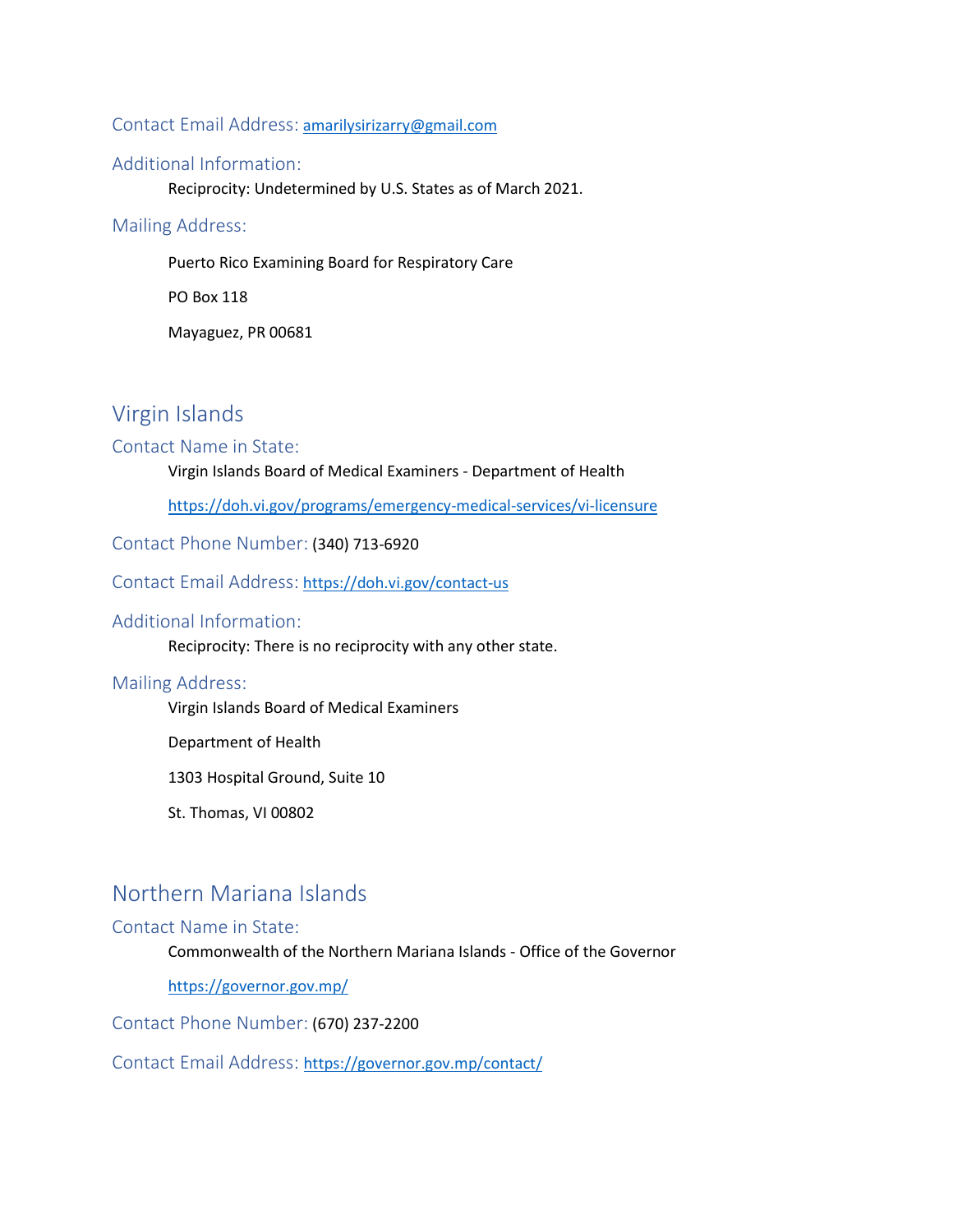### Contact Email Address: amarilysirizarry@gmail.com

### Additional Information:

Reciprocity: Undetermined by U.S. States as of March 2021.

### Mailing Address:

Puerto Rico Examining Board for Respiratory Care

PO Box 118

Mayaguez, PR 00681

## Virgin Islands

### Contact Name in State:

Virgin Islands Board of Medical Examiners - Department of Health

https://doh.vi.gov/programs/emergency-medical-services/vi-licensure

### Contact Phone Number: (340) 713-6920

### Contact Email Address: https://doh.vi.gov/contact-us

### Additional Information:

Reciprocity: There is no reciprocity with any other state.

### Mailing Address:

Virgin Islands Board of Medical Examiners

Department of Health

1303 Hospital Ground, Suite 10

St. Thomas, VI 00802

## Northern Mariana Islands

### Contact Name in State:

Commonwealth of the Northern Mariana Islands - Office of the Governor

https://governor.gov.mp/

### Contact Phone Number: (670) 237-2200

### Contact Email Address: https://governor.gov.mp/contact/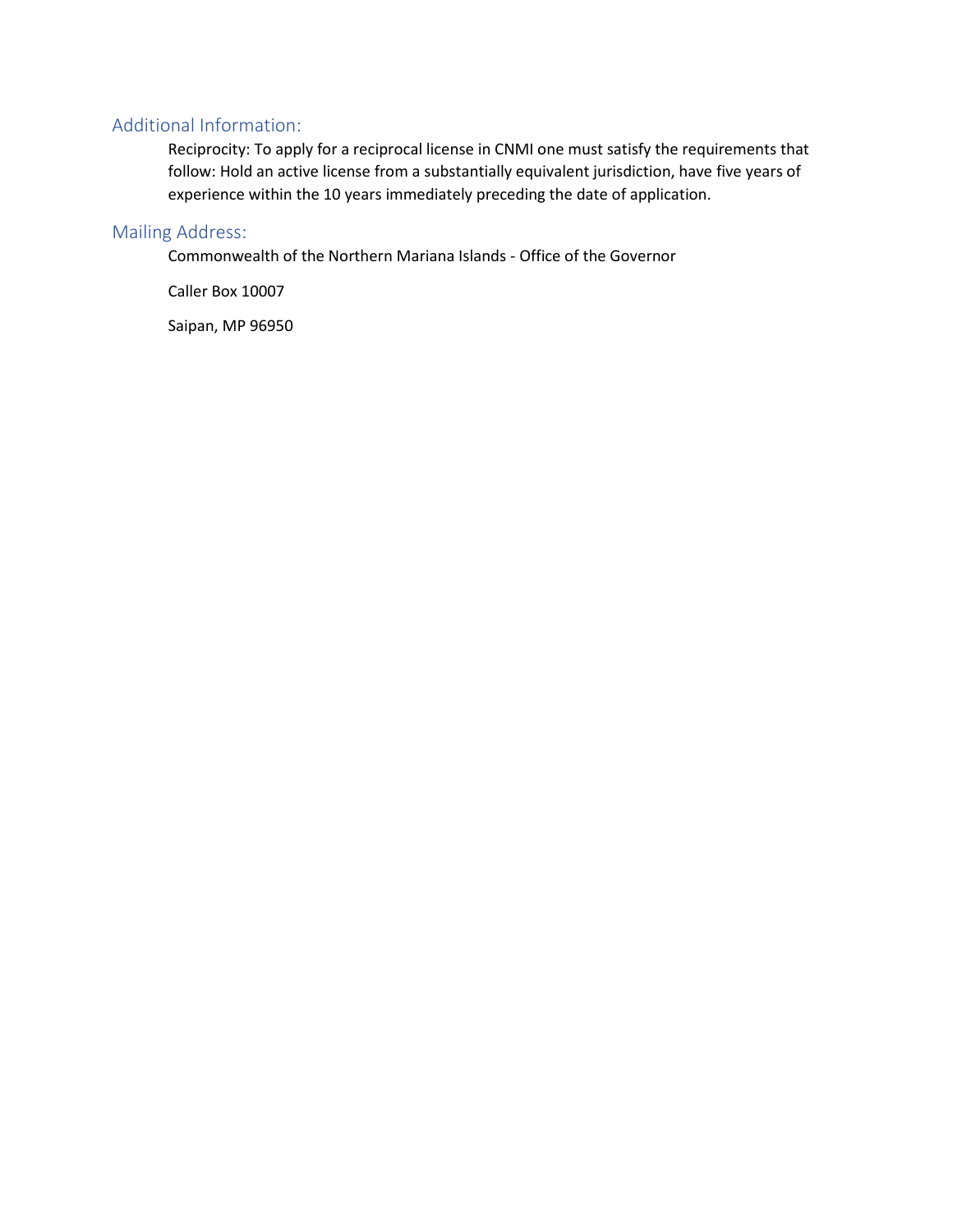## Additional Information:

Reciprocity: To apply for a reciprocal license in CNMI one must satisfy the requirements that follow: Hold an active license from a substantially equivalent jurisdiction, have five years of experience within the 10 years immediately preceding the date of application.

## Mailing Address:

Commonwealth of the Northern Mariana Islands - Office of the Governor

Caller Box 10007

Saipan, MP 96950